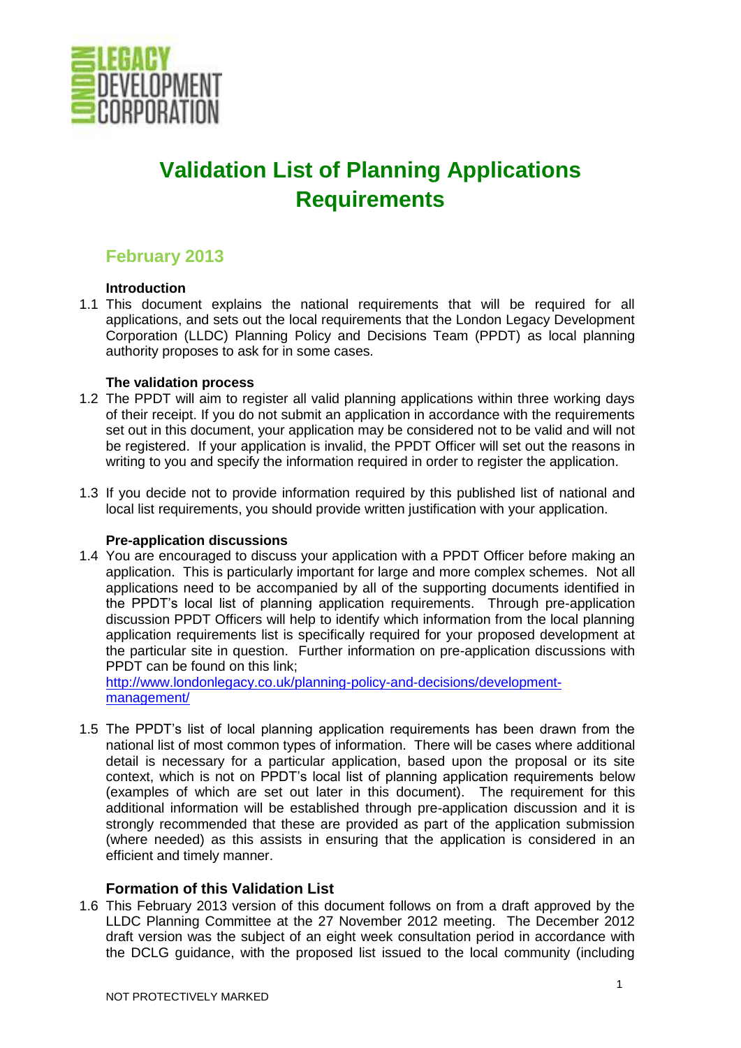# Validation List of Planning Applications Requirements

## February 2013

### Introduction

1.1 This document explains the national requirements that will be required for all applications, and sets out the local requirements that the London Legacy Development Corporation (LLDC) Planning Policy and Decisions Team (PPDT) as local planning authority proposes to ask for in some cases.

### The validation process

1.2 The PPDT will aim to register all valid planning applications within three working days of their receipt. If you do not submit an application in accordance with the requirements set out in this document, your application may be considered not to be valid and will not be registered. If your application is invalid, the PPDT Officer will set out the reasons in writing to you and specify the information required in order to register the application.

1.3 If you decide not to provide information required by this published list of national and local list requirements, you should provide written justification with your application.

### Pre-application discussions

1.4 You are encouraged to discuss your application with a PPDT Officer before making an application. This is particularly important for large and more complex schemes. Not all applications need to be accompanied by all of the supporting documents identified in the PPDT's local list of planning application requirements. Through pre-application discussion PPDT Officers will help to identify which information from the local planning application requirements list is specifically required for your proposed development at the particular site in question. Further information on pre-application discussions with PPDT can be found on this link; http://www.londonlegacy.co.uk/planning-policy-and-decisions/development-management/

1.5 The PPDT's list of local planning application requirements has been drawn from the national list of most common types of information. There will be cases where additional detail is necessary for a particular application, based upon the proposal or its site context, which is not on PPDT's local list of planning application requirements below (examples of which are set out later in this document). The requirement for this additional information will be established through pre-application discussion and it is strongly recommended that these are provided as part of the application submission (where needed) as this assists in ensuring that the application is considered in an efficient and timely manner.

### Formation of this Validation List

1.6 This February 2013 version of this document follows on from a draft approved by the LLDC Planning Committee at the 27 November 2012 meeting. The December 2012 draft version was the subject of an eight week consultation period in accordance with the DCLG guidance, with the proposed list issued to the local community (including

NOT PROTECTIVELY MARKED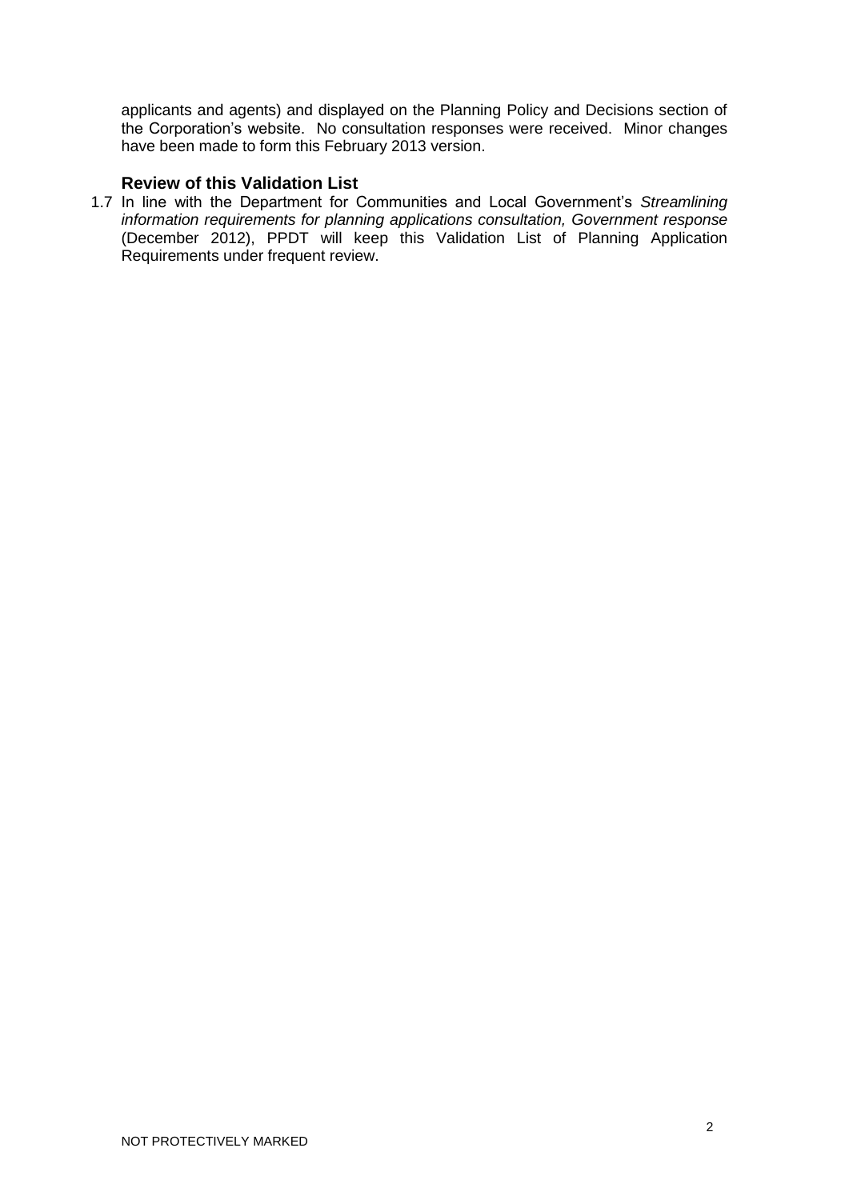applicants and agents) and displayed on the Planning Policy and Decisions section of the Corporation's website. No consultation responses were received. Minor changes have been made to form this February 2013 version.

### Review of this Validation List

1.7 In line with the Department for Communities and Local Government's *Streamlining information requirements for planning applications consultation, Government response* (December 2012), PPDT will keep this Validation List of Planning Application Requirements under frequent review.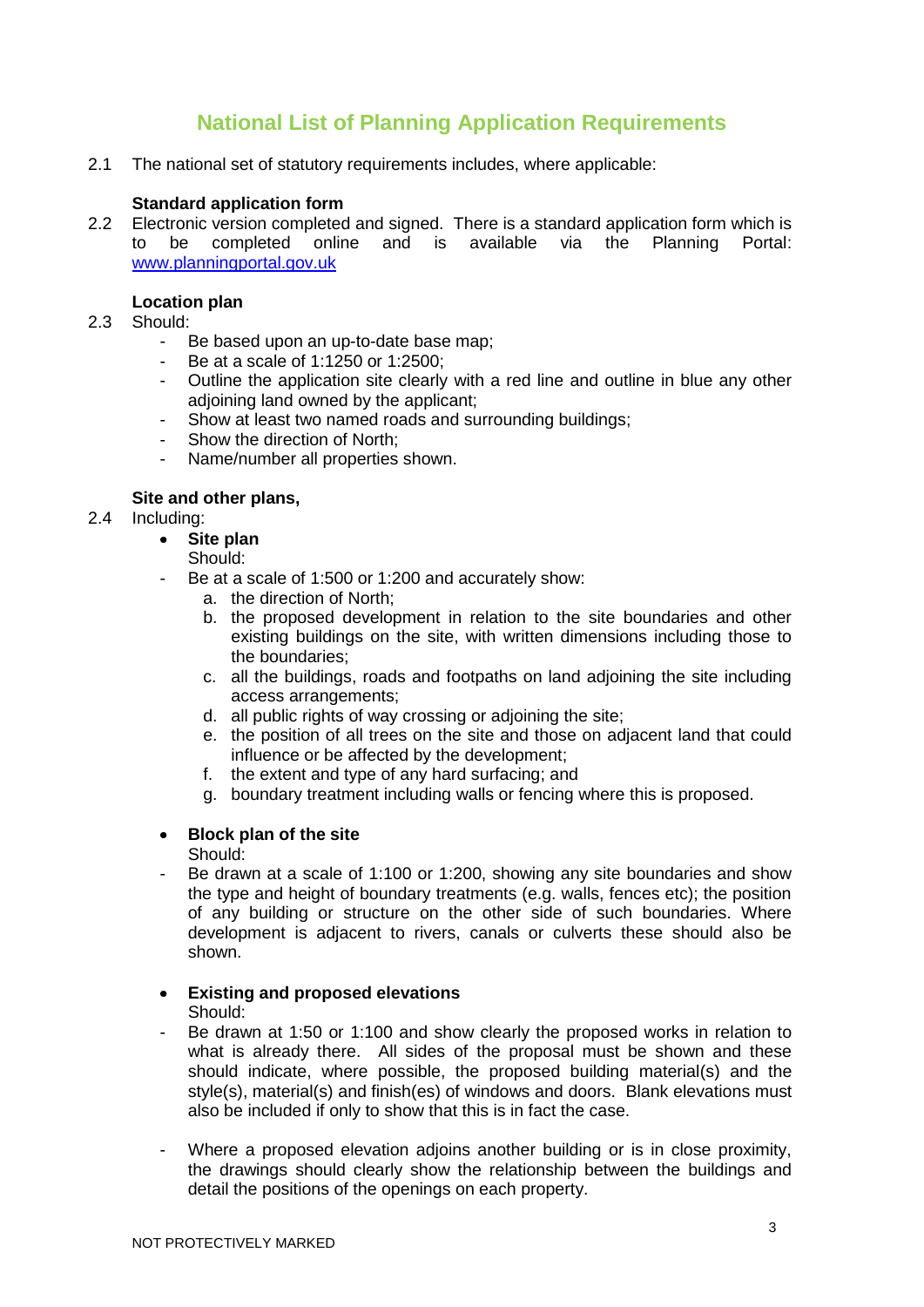# National List of Planning Application Requirements

2.1 The national set of statutory requirements includes, where applicable:

**Standard application form**

2.2 Electronic version completed and signed. There is a standard application form which is to be completed online and is available via the Planning Portal: www.planningportal.gov.uk

**Location plan**

2.3 Should:

- Be based upon an up-to-date base map;
- Be at a scale of 1:1250 or 1:2500;
- Outline the application site clearly with a red line and outline in blue any other adjoining land owned by the applicant;
- Show at least two named roads and surrounding buildings;
- Show the direction of North;
- Name/number all properties shown.

**Site and other plans,**

2.4 Including:

- **Site plan**
  Should:
  - Be at a scale of 1:500 or 1:200 and accurately show:
    a. the direction of North;
    b. the proposed development in relation to the site boundaries and other existing buildings on the site, with written dimensions including those to the boundaries;
    c. all the buildings, roads and footpaths on land adjoining the site including access arrangements;
    d. all public rights of way crossing or adjoining the site;
    e. the position of all trees on the site and those on adjacent land that could influence or be affected by the development;
    f. the extent and type of any hard surfacing; and
    g. boundary treatment including walls or fencing where this is proposed.

- **Block plan of the site**
  Should:
  - Be drawn at a scale of 1:100 or 1:200, showing any site boundaries and show the type and height of boundary treatments (e.g. walls, fences etc); the position of any building or structure on the other side of such boundaries. Where development is adjacent to rivers, canals or culverts these should also be shown.

- **Existing and proposed elevations**
  Should:
  - Be drawn at 1:50 or 1:100 and show clearly the proposed works in relation to what is already there. All sides of the proposal must be shown and these should indicate, where possible, the proposed building material(s) and the style(s), material(s) and finish(es) of windows and doors. Blank elevations must also be included if only to show that this is in fact the case.
  - Where a proposed elevation adjoins another building or is in close proximity, the drawings should clearly show the relationship between the buildings and detail the positions of the openings on each property.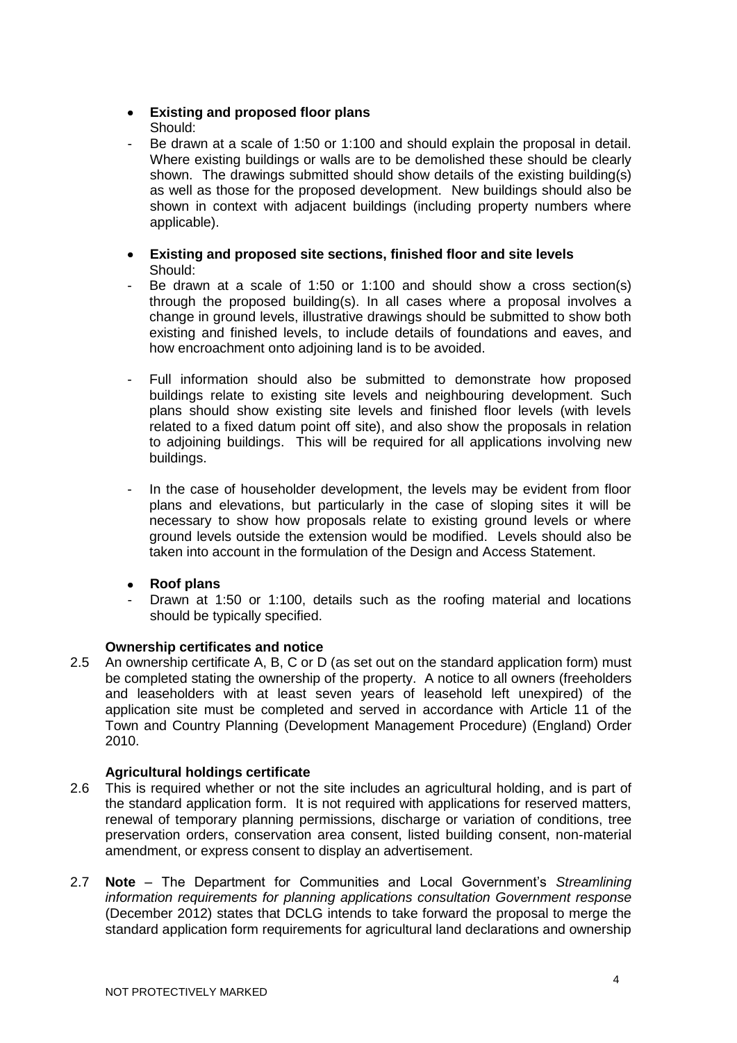- **Existing and proposed floor plans**
  Should:
  - Be drawn at a scale of 1:50 or 1:100 and should explain the proposal in detail. Where existing buildings or walls are to be demolished these should be clearly shown. The drawings submitted should show details of the existing building(s) as well as those for the proposed development. New buildings should also be shown in context with adjacent buildings (including property numbers where applicable).

- **Existing and proposed site sections, finished floor and site levels**
  Should:
  - Be drawn at a scale of 1:50 or 1:100 and should show a cross section(s) through the proposed building(s). In all cases where a proposal involves a change in ground levels, illustrative drawings should be submitted to show both existing and finished levels, to include details of foundations and eaves, and how encroachment onto adjoining land is to be avoided.
  - Full information should also be submitted to demonstrate how proposed buildings relate to existing site levels and neighbouring development. Such plans should show existing site levels and finished floor levels (with levels related to a fixed datum point off site), and also show the proposals in relation to adjoining buildings. This will be required for all applications involving new buildings.
  - In the case of householder development, the levels may be evident from floor plans and elevations, but particularly in the case of sloping sites it will be necessary to show how proposals relate to existing ground levels or where ground levels outside the extension would be modified. Levels should also be taken into account in the formulation of the Design and Access Statement.

- **Roof plans**
  - Drawn at 1:50 or 1:100, details such as the roofing material and locations should be typically specified.

**Ownership certificates and notice**

2.5 An ownership certificate A, B, C or D (as set out on the standard application form) must be completed stating the ownership of the property. A notice to all owners (freeholders and leaseholders with at least seven years of leasehold left unexpired) of the application site must be completed and served in accordance with Article 11 of the Town and Country Planning (Development Management Procedure) (England) Order 2010.

**Agricultural holdings certificate**

2.6 This is required whether or not the site includes an agricultural holding, and is part of the standard application form. It is not required with applications for reserved matters, renewal of temporary planning permissions, discharge or variation of conditions, tree preservation orders, conservation area consent, listed building consent, non-material amendment, or express consent to display an advertisement.

2.7 **Note** – The Department for Communities and Local Government's *Streamlining information requirements for planning applications consultation Government response* (December 2012) states that DCLG intends to take forward the proposal to merge the standard application form requirements for agricultural land declarations and ownership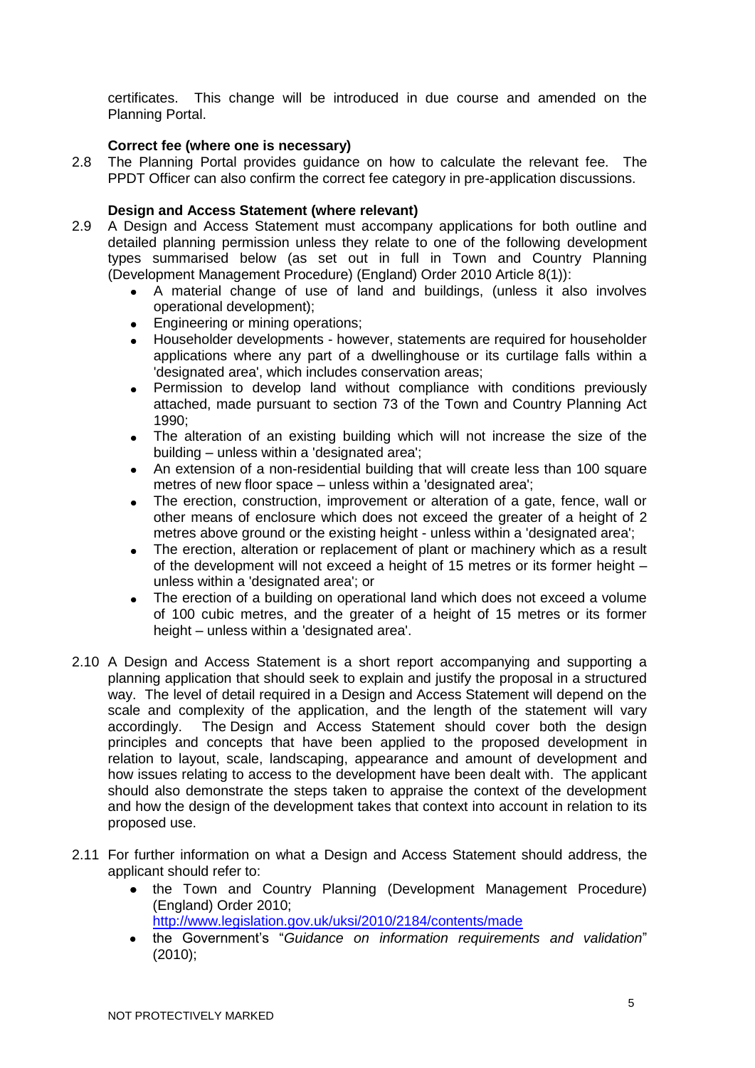certificates. This change will be introduced in due course and amended on the Planning Portal.

**Correct fee (where one is necessary)**

2.8 The Planning Portal provides guidance on how to calculate the relevant fee. The PPDT Officer can also confirm the correct fee category in pre-application discussions.

**Design and Access Statement (where relevant)**

2.9 A Design and Access Statement must accompany applications for both outline and detailed planning permission unless they relate to one of the following development types summarised below (as set out in full in Town and Country Planning (Development Management Procedure) (England) Order 2010 Article 8(1)):

- A material change of use of land and buildings, (unless it also involves operational development);
- Engineering or mining operations;
- Householder developments - however, statements are required for householder applications where any part of a dwellinghouse or its curtilage falls within a 'designated area', which includes conservation areas;
- Permission to develop land without compliance with conditions previously attached, made pursuant to section 73 of the Town and Country Planning Act 1990;
- The alteration of an existing building which will not increase the size of the building – unless within a 'designated area';
- An extension of a non-residential building that will create less than 100 square metres of new floor space – unless within a 'designated area';
- The erection, construction, improvement or alteration of a gate, fence, wall or other means of enclosure which does not exceed the greater of a height of 2 metres above ground or the existing height - unless within a 'designated area';
- The erection, alteration or replacement of plant or machinery which as a result of the development will not exceed a height of 15 metres or its former height – unless within a 'designated area'; or
- The erection of a building on operational land which does not exceed a volume of 100 cubic metres, and the greater of a height of 15 metres or its former height – unless within a 'designated area'.

2.10 A Design and Access Statement is a short report accompanying and supporting a planning application that should seek to explain and justify the proposal in a structured way. The level of detail required in a Design and Access Statement will depend on the scale and complexity of the application, and the length of the statement will vary accordingly. The Design and Access Statement should cover both the design principles and concepts that have been applied to the proposed development in relation to layout, scale, landscaping, appearance and amount of development and how issues relating to access to the development have been dealt with. The applicant should also demonstrate the steps taken to appraise the context of the development and how the design of the development takes that context into account in relation to its proposed use.

2.11 For further information on what a Design and Access Statement should address, the applicant should refer to:

- the Town and Country Planning (Development Management Procedure) (England) Order 2010;
  [http://www.legislation.gov.uk/uksi/2010/2184/contents/made](http://www.legislation.gov.uk/uksi/2010/2184/contents/made)
- the Government's "*Guidance on information requirements and validation*" (2010);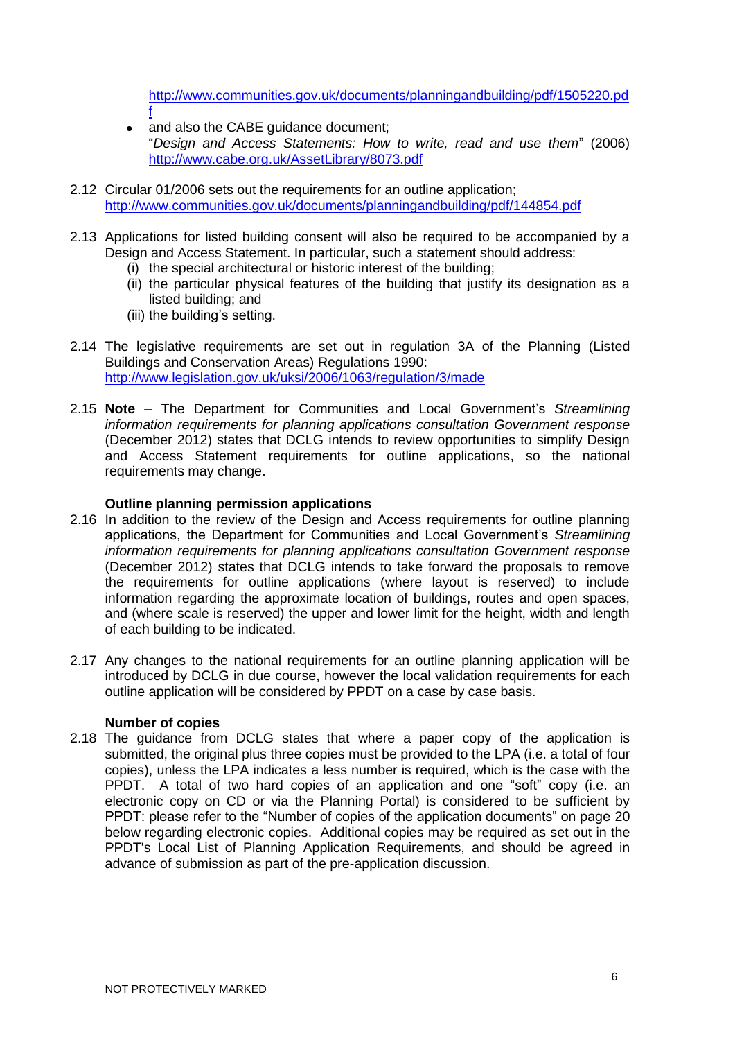http://www.communities.gov.uk/documents/planningandbuilding/pdf/1505220.pdf

- and also the CABE guidance document; "*Design and Access Statements: How to write, read and use them*" (2006) http://www.cabe.org.uk/AssetLibrary/8073.pdf

2.12 Circular 01/2006 sets out the requirements for an outline application; http://www.communities.gov.uk/documents/planningandbuilding/pdf/144854.pdf

2.13 Applications for listed building consent will also be required to be accompanied by a Design and Access Statement. In particular, such a statement should address:
   (i) the special architectural or historic interest of the building;
   (ii) the particular physical features of the building that justify its designation as a listed building; and
   (iii) the building's setting.

2.14 The legislative requirements are set out in regulation 3A of the Planning (Listed Buildings and Conservation Areas) Regulations 1990: http://www.legislation.gov.uk/uksi/2006/1063/regulation/3/made

2.15 **Note** – The Department for Communities and Local Government's *Streamlining information requirements for planning applications consultation Government response* (December 2012) states that DCLG intends to review opportunities to simplify Design and Access Statement requirements for outline applications, so the national requirements may change.

**Outline planning permission applications**

2.16 In addition to the review of the Design and Access requirements for outline planning applications, the Department for Communities and Local Government's *Streamlining information requirements for planning applications consultation Government response* (December 2012) states that DCLG intends to take forward the proposals to remove the requirements for outline applications (where layout is reserved) to include information regarding the approximate location of buildings, routes and open spaces, and (where scale is reserved) the upper and lower limit for the height, width and length of each building to be indicated.

2.17 Any changes to the national requirements for an outline planning application will be introduced by DCLG in due course, however the local validation requirements for each outline application will be considered by PPDT on a case by case basis.

**Number of copies**

2.18 The guidance from DCLG states that where a paper copy of the application is submitted, the original plus three copies must be provided to the LPA (i.e. a total of four copies), unless the LPA indicates a less number is required, which is the case with the PPDT. A total of two hard copies of an application and one "soft" copy (i.e. an electronic copy on CD or via the Planning Portal) is considered to be sufficient by PPDT: please refer to the "Number of copies of the application documents" on page 20 below regarding electronic copies. Additional copies may be required as set out in the PPDT's Local List of Planning Application Requirements, and should be agreed in advance of submission as part of the pre-application discussion.

NOT PROTECTIVELY MARKED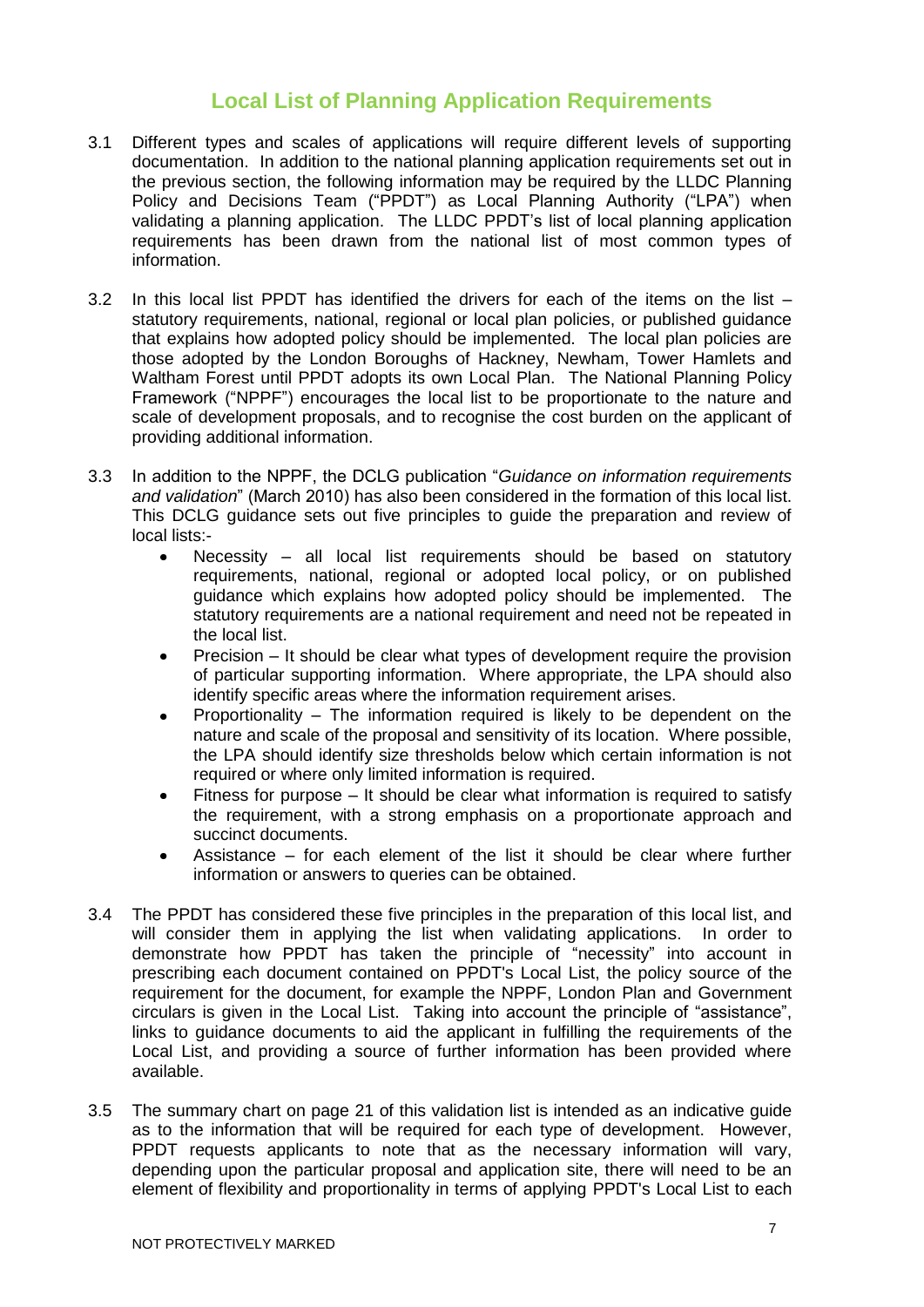## Local List of Planning Application Requirements

3.1 Different types and scales of applications will require different levels of supporting documentation. In addition to the national planning application requirements set out in the previous section, the following information may be required by the LLDC Planning Policy and Decisions Team ("PPDT") as Local Planning Authority ("LPA") when validating a planning application. The LLDC PPDT's list of local planning application requirements has been drawn from the national list of most common types of information.

3.2 In this local list PPDT has identified the drivers for each of the items on the list – statutory requirements, national, regional or local plan policies, or published guidance that explains how adopted policy should be implemented. The local plan policies are those adopted by the London Boroughs of Hackney, Newham, Tower Hamlets and Waltham Forest until PPDT adopts its own Local Plan. The National Planning Policy Framework ("NPPF") encourages the local list to be proportionate to the nature and scale of development proposals, and to recognise the cost burden on the applicant of providing additional information.

3.3 In addition to the NPPF, the DCLG publication "*Guidance on information requirements and validation*" (March 2010) has also been considered in the formation of this local list. This DCLG guidance sets out five principles to guide the preparation and review of local lists:-

- Necessity – all local list requirements should be based on statutory requirements, national, regional or adopted local policy, or on published guidance which explains how adopted policy should be implemented. The statutory requirements are a national requirement and need not be repeated in the local list.
- Precision – It should be clear what types of development require the provision of particular supporting information. Where appropriate, the LPA should also identify specific areas where the information requirement arises.
- Proportionality – The information required is likely to be dependent on the nature and scale of the proposal and sensitivity of its location. Where possible, the LPA should identify size thresholds below which certain information is not required or where only limited information is required.
- Fitness for purpose – It should be clear what information is required to satisfy the requirement, with a strong emphasis on a proportionate approach and succinct documents.
- Assistance – for each element of the list it should be clear where further information or answers to queries can be obtained.

3.4 The PPDT has considered these five principles in the preparation of this local list, and will consider them in applying the list when validating applications. In order to demonstrate how PPDT has taken the principle of "necessity" into account in prescribing each document contained on PPDT's Local List, the policy source of the requirement for the document, for example the NPPF, London Plan and Government circulars is given in the Local List. Taking into account the principle of "assistance", links to guidance documents to aid the applicant in fulfilling the requirements of the Local List, and providing a source of further information has been provided where available.

3.5 The summary chart on page 21 of this validation list is intended as an indicative guide as to the information that will be required for each type of development. However, PPDT requests applicants to note that as the necessary information will vary, depending upon the particular proposal and application site, there will need to be an element of flexibility and proportionality in terms of applying PPDT's Local List to each

NOT PROTECTIVELY MARKED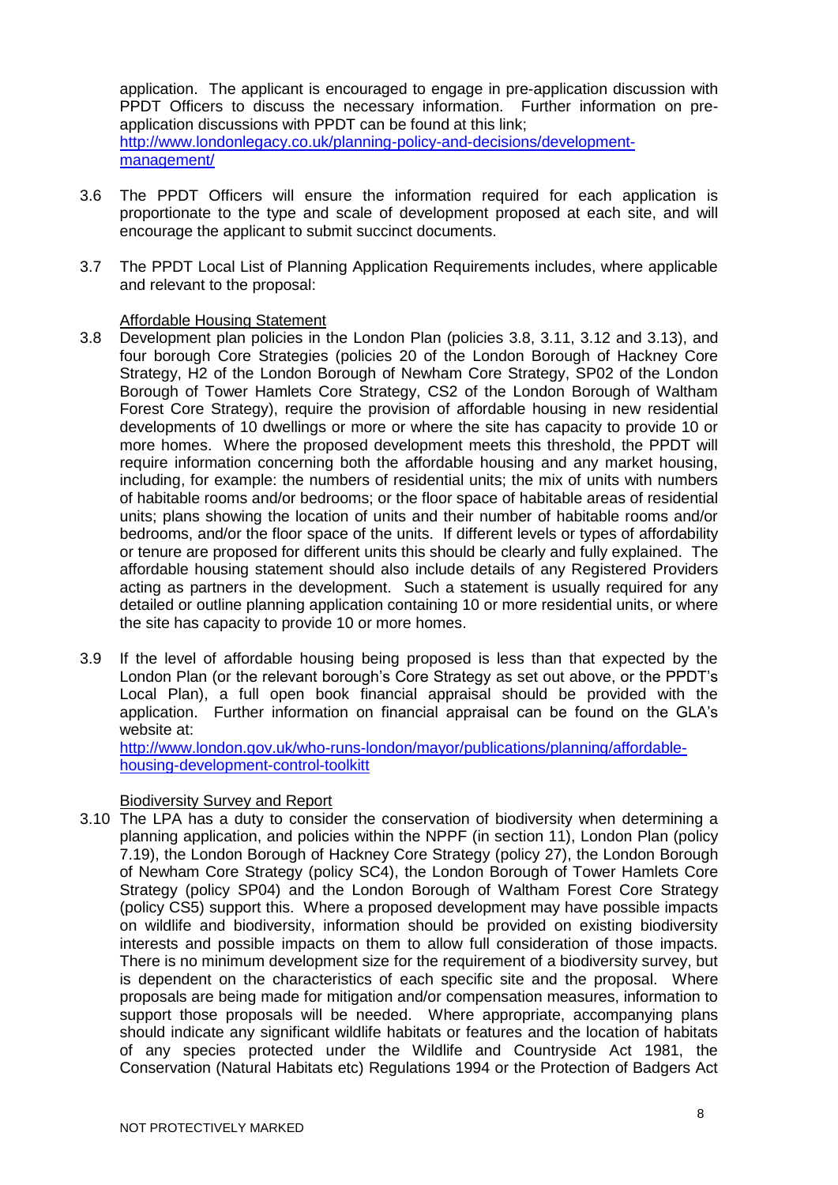application. The applicant is encouraged to engage in pre-application discussion with PPDT Officers to discuss the necessary information. Further information on pre-application discussions with PPDT can be found at this link; [http://www.londonlegacy.co.uk/planning-policy-and-decisions/development-management/](http://www.londonlegacy.co.uk/planning-policy-and-decisions/development-management/)

3.6 The PPDT Officers will ensure the information required for each application is proportionate to the type and scale of development proposed at each site, and will encourage the applicant to submit succinct documents.

3.7 The PPDT Local List of Planning Application Requirements includes, where applicable and relevant to the proposal:

Affordable Housing Statement

3.8 Development plan policies in the London Plan (policies 3.8, 3.11, 3.12 and 3.13), and four borough Core Strategies (policies 20 of the London Borough of Hackney Core Strategy, H2 of the London Borough of Newham Core Strategy, SP02 of the London Borough of Tower Hamlets Core Strategy, CS2 of the London Borough of Waltham Forest Core Strategy), require the provision of affordable housing in new residential developments of 10 dwellings or more or where the site has capacity to provide 10 or more homes. Where the proposed development meets this threshold, the PPDT will require information concerning both the affordable housing and any market housing, including, for example: the numbers of residential units; the mix of units with numbers of habitable rooms and/or bedrooms; or the floor space of habitable areas of residential units; plans showing the location of units and their number of habitable rooms and/or bedrooms, and/or the floor space of the units. If different levels or types of affordability or tenure are proposed for different units this should be clearly and fully explained. The affordable housing statement should also include details of any Registered Providers acting as partners in the development. Such a statement is usually required for any detailed or outline planning application containing 10 or more residential units, or where the site has capacity to provide 10 or more homes.

3.9 If the level of affordable housing being proposed is less than that expected by the London Plan (or the relevant borough's Core Strategy as set out above, or the PPDT's Local Plan), a full open book financial appraisal should be provided with the application. Further information on financial appraisal can be found on the GLA's website at: [http://www.london.gov.uk/who-runs-london/mayor/publications/planning/affordable-housing-development-control-toolkitt](http://www.london.gov.uk/who-runs-london/mayor/publications/planning/affordable-housing-development-control-toolkitt)

Biodiversity Survey and Report

3.10 The LPA has a duty to consider the conservation of biodiversity when determining a planning application, and policies within the NPPF (in section 11), London Plan (policy 7.19), the London Borough of Hackney Core Strategy (policy 27), the London Borough of Newham Core Strategy (policy SC4), the London Borough of Tower Hamlets Core Strategy (policy SP04) and the London Borough of Waltham Forest Core Strategy (policy CS5) support this. Where a proposed development may have possible impacts on wildlife and biodiversity, information should be provided on existing biodiversity interests and possible impacts on them to allow full consideration of those impacts. There is no minimum development size for the requirement of a biodiversity survey, but is dependent on the characteristics of each specific site and the proposal. Where proposals are being made for mitigation and/or compensation measures, information to support those proposals will be needed. Where appropriate, accompanying plans should indicate any significant wildlife habitats or features and the location of habitats of any species protected under the Wildlife and Countryside Act 1981, the Conservation (Natural Habitats etc) Regulations 1994 or the Protection of Badgers Act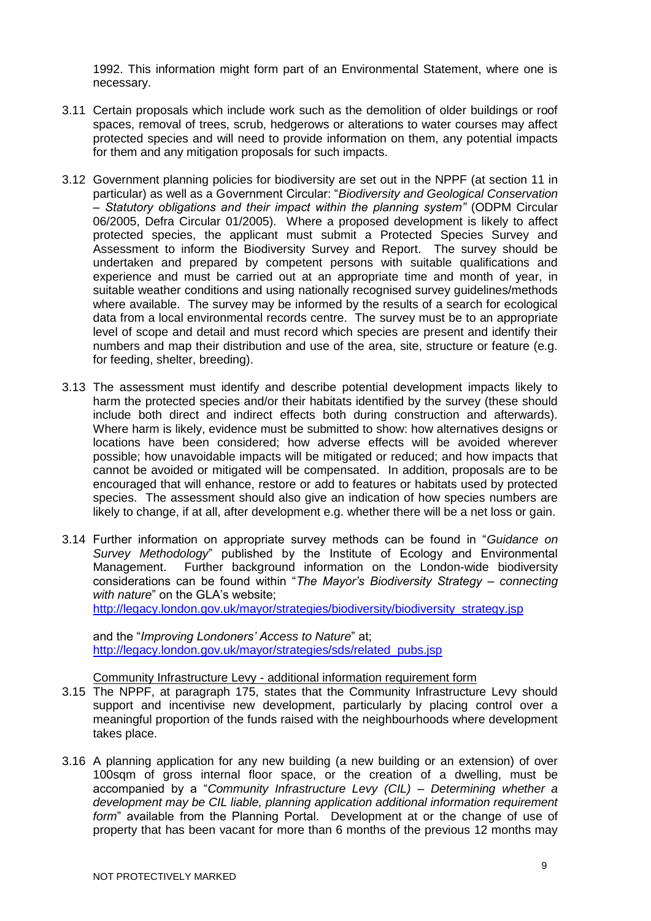1992. This information might form part of an Environmental Statement, where one is necessary.

3.11 Certain proposals which include work such as the demolition of older buildings or roof spaces, removal of trees, scrub, hedgerows or alterations to water courses may affect protected species and will need to provide information on them, any potential impacts for them and any mitigation proposals for such impacts.

3.12 Government planning policies for biodiversity are set out in the NPPF (at section 11 in particular) as well as a Government Circular: "*Biodiversity and Geological Conservation – Statutory obligations and their impact within the planning system"* (ODPM Circular 06/2005, Defra Circular 01/2005). Where a proposed development is likely to affect protected species, the applicant must submit a Protected Species Survey and Assessment to inform the Biodiversity Survey and Report. The survey should be undertaken and prepared by competent persons with suitable qualifications and experience and must be carried out at an appropriate time and month of year, in suitable weather conditions and using nationally recognised survey guidelines/methods where available. The survey may be informed by the results of a search for ecological data from a local environmental records centre. The survey must be to an appropriate level of scope and detail and must record which species are present and identify their numbers and map their distribution and use of the area, site, structure or feature (e.g. for feeding, shelter, breeding).

3.13 The assessment must identify and describe potential development impacts likely to harm the protected species and/or their habitats identified by the survey (these should include both direct and indirect effects both during construction and afterwards). Where harm is likely, evidence must be submitted to show: how alternatives designs or locations have been considered; how adverse effects will be avoided wherever possible; how unavoidable impacts will be mitigated or reduced; and how impacts that cannot be avoided or mitigated will be compensated. In addition, proposals are to be encouraged that will enhance, restore or add to features or habitats used by protected species. The assessment should also give an indication of how species numbers are likely to change, if at all, after development e.g. whether there will be a net loss or gain.

3.14 Further information on appropriate survey methods can be found in "*Guidance on Survey Methodology*" published by the Institute of Ecology and Environmental Management. Further background information on the London-wide biodiversity considerations can be found within "*The Mayor's Biodiversity Strategy – connecting with nature*" on the GLA's website; [http://legacy.london.gov.uk/mayor/strategies/biodiversity/biodiversity_strategy.jsp](http://legacy.london.gov.uk/mayor/strategies/biodiversity/biodiversity_strategy.jsp)

and the "*Improving Londoners' Access to Nature*" at; [http://legacy.london.gov.uk/mayor/strategies/sds/related_pubs.jsp](http://legacy.london.gov.uk/mayor/strategies/sds/related_pubs.jsp)

<u>Community Infrastructure Levy - additional information requirement form</u>

3.15 The NPPF, at paragraph 175, states that the Community Infrastructure Levy should support and incentivise new development, particularly by placing control over a meaningful proportion of the funds raised with the neighbourhoods where development takes place.

3.16 A planning application for any new building (a new building or an extension) of over 100sqm of gross internal floor space, or the creation of a dwelling, must be accompanied by a "*Community Infrastructure Levy (CIL) – Determining whether a development may be CIL liable, planning application additional information requirement form*" available from the Planning Portal. Development at or the change of use of property that has been vacant for more than 6 months of the previous 12 months may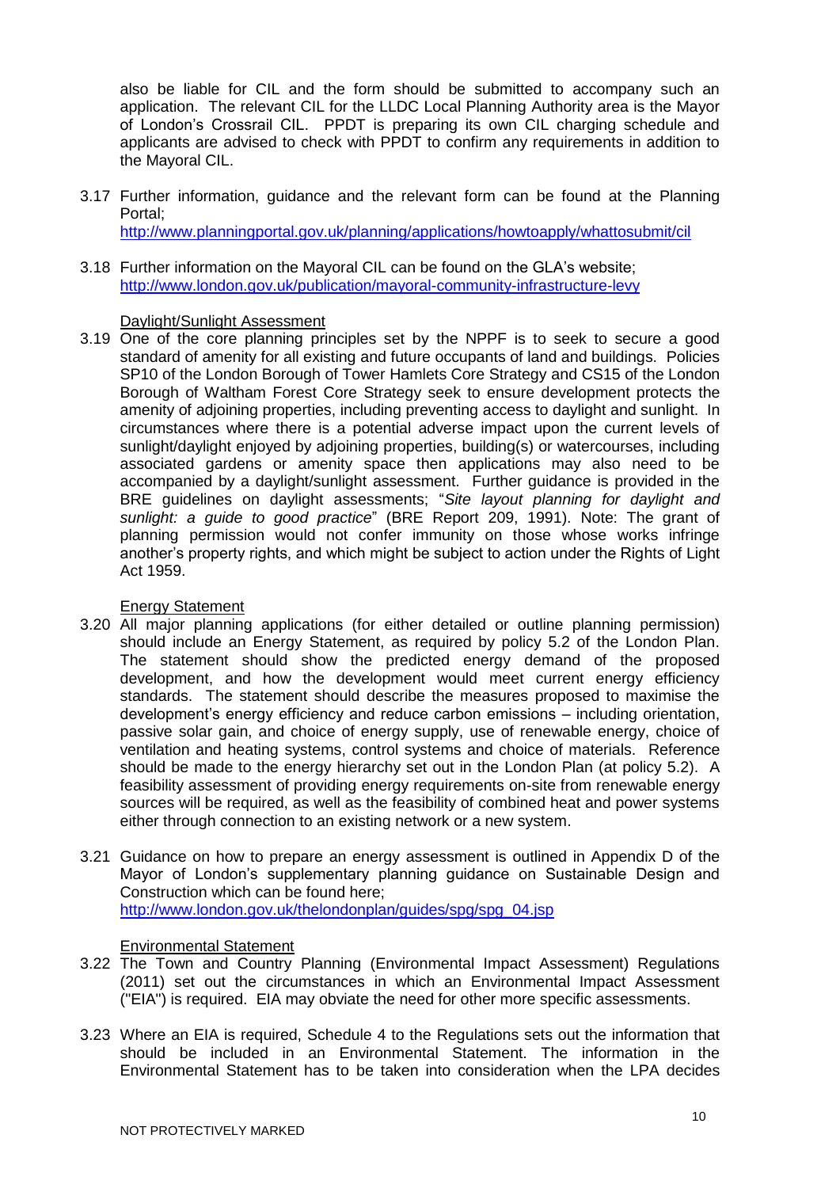also be liable for CIL and the form should be submitted to accompany such an application. The relevant CIL for the LLDC Local Planning Authority area is the Mayor of London's Crossrail CIL. PPDT is preparing its own CIL charging schedule and applicants are advised to check with PPDT to confirm any requirements in addition to the Mayoral CIL.

3.17 Further information, guidance and the relevant form can be found at the Planning Portal; http://www.planningportal.gov.uk/planning/applications/howtoapply/whattosubmit/cil

3.18 Further information on the Mayoral CIL can be found on the GLA's website; http://www.london.gov.uk/publication/mayoral-community-infrastructure-levy

Daylight/Sunlight Assessment

3.19 One of the core planning principles set by the NPPF is to seek to secure a good standard of amenity for all existing and future occupants of land and buildings. Policies SP10 of the London Borough of Tower Hamlets Core Strategy and CS15 of the London Borough of Waltham Forest Core Strategy seek to ensure development protects the amenity of adjoining properties, including preventing access to daylight and sunlight. In circumstances where there is a potential adverse impact upon the current levels of sunlight/daylight enjoyed by adjoining properties, building(s) or watercourses, including associated gardens or amenity space then applications may also need to be accompanied by a daylight/sunlight assessment. Further guidance is provided in the BRE guidelines on daylight assessments; "*Site layout planning for daylight and sunlight: a guide to good practice*" (BRE Report 209, 1991). Note: The grant of planning permission would not confer immunity on those whose works infringe another's property rights, and which might be subject to action under the Rights of Light Act 1959.

Energy Statement

3.20 All major planning applications (for either detailed or outline planning permission) should include an Energy Statement, as required by policy 5.2 of the London Plan. The statement should show the predicted energy demand of the proposed development, and how the development would meet current energy efficiency standards. The statement should describe the measures proposed to maximise the development's energy efficiency and reduce carbon emissions – including orientation, passive solar gain, and choice of energy supply, use of renewable energy, choice of ventilation and heating systems, control systems and choice of materials. Reference should be made to the energy hierarchy set out in the London Plan (at policy 5.2). A feasibility assessment of providing energy requirements on-site from renewable energy sources will be required, as well as the feasibility of combined heat and power systems either through connection to an existing network or a new system.

3.21 Guidance on how to prepare an energy assessment is outlined in Appendix D of the Mayor of London's supplementary planning guidance on Sustainable Design and Construction which can be found here; http://www.london.gov.uk/thelondonplan/guides/spg/spg_04.jsp

Environmental Statement

3.22 The Town and Country Planning (Environmental Impact Assessment) Regulations (2011) set out the circumstances in which an Environmental Impact Assessment ("EIA") is required. EIA may obviate the need for other more specific assessments.

3.23 Where an EIA is required, Schedule 4 to the Regulations sets out the information that should be included in an Environmental Statement. The information in the Environmental Statement has to be taken into consideration when the LPA decides

NOT PROTECTIVELY MARKED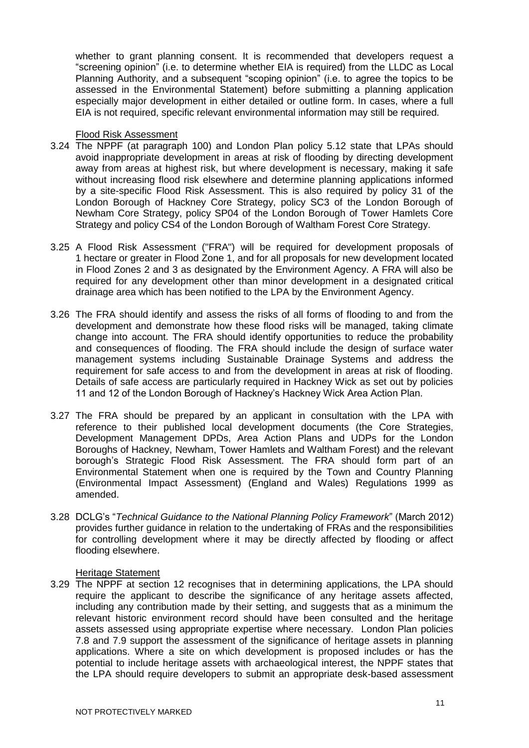whether to grant planning consent. It is recommended that developers request a "screening opinion" (i.e. to determine whether EIA is required) from the LLDC as Local Planning Authority, and a subsequent "scoping opinion" (i.e. to agree the topics to be assessed in the Environmental Statement) before submitting a planning application especially major development in either detailed or outline form. In cases, where a full EIA is not required, specific relevant environmental information may still be required.

Flood Risk Assessment

3.24 The NPPF (at paragraph 100) and London Plan policy 5.12 state that LPAs should avoid inappropriate development in areas at risk of flooding by directing development away from areas at highest risk, but where development is necessary, making it safe without increasing flood risk elsewhere and determine planning applications informed by a site-specific Flood Risk Assessment. This is also required by policy 31 of the London Borough of Hackney Core Strategy, policy SC3 of the London Borough of Newham Core Strategy, policy SP04 of the London Borough of Tower Hamlets Core Strategy and policy CS4 of the London Borough of Waltham Forest Core Strategy.

3.25 A Flood Risk Assessment ("FRA") will be required for development proposals of 1 hectare or greater in Flood Zone 1, and for all proposals for new development located in Flood Zones 2 and 3 as designated by the Environment Agency. A FRA will also be required for any development other than minor development in a designated critical drainage area which has been notified to the LPA by the Environment Agency.

3.26 The FRA should identify and assess the risks of all forms of flooding to and from the development and demonstrate how these flood risks will be managed, taking climate change into account. The FRA should identify opportunities to reduce the probability and consequences of flooding. The FRA should include the design of surface water management systems including Sustainable Drainage Systems and address the requirement for safe access to and from the development in areas at risk of flooding. Details of safe access are particularly required in Hackney Wick as set out by policies 11 and 12 of the London Borough of Hackney's Hackney Wick Area Action Plan.

3.27 The FRA should be prepared by an applicant in consultation with the LPA with reference to their published local development documents (the Core Strategies, Development Management DPDs, Area Action Plans and UDPs for the London Boroughs of Hackney, Newham, Tower Hamlets and Waltham Forest) and the relevant borough's Strategic Flood Risk Assessment. The FRA should form part of an Environmental Statement when one is required by the Town and Country Planning (Environmental Impact Assessment) (England and Wales) Regulations 1999 as amended.

3.28 DCLG's "*Technical Guidance to the National Planning Policy Framework*" (March 2012) provides further guidance in relation to the undertaking of FRAs and the responsibilities for controlling development where it may be directly affected by flooding or affect flooding elsewhere.

Heritage Statement

3.29 The NPPF at section 12 recognises that in determining applications, the LPA should require the applicant to describe the significance of any heritage assets affected, including any contribution made by their setting, and suggests that as a minimum the relevant historic environment record should have been consulted and the heritage assets assessed using appropriate expertise where necessary. London Plan policies 7.8 and 7.9 support the assessment of the significance of heritage assets in planning applications. Where a site on which development is proposed includes or has the potential to include heritage assets with archaeological interest, the NPPF states that the LPA should require developers to submit an appropriate desk-based assessment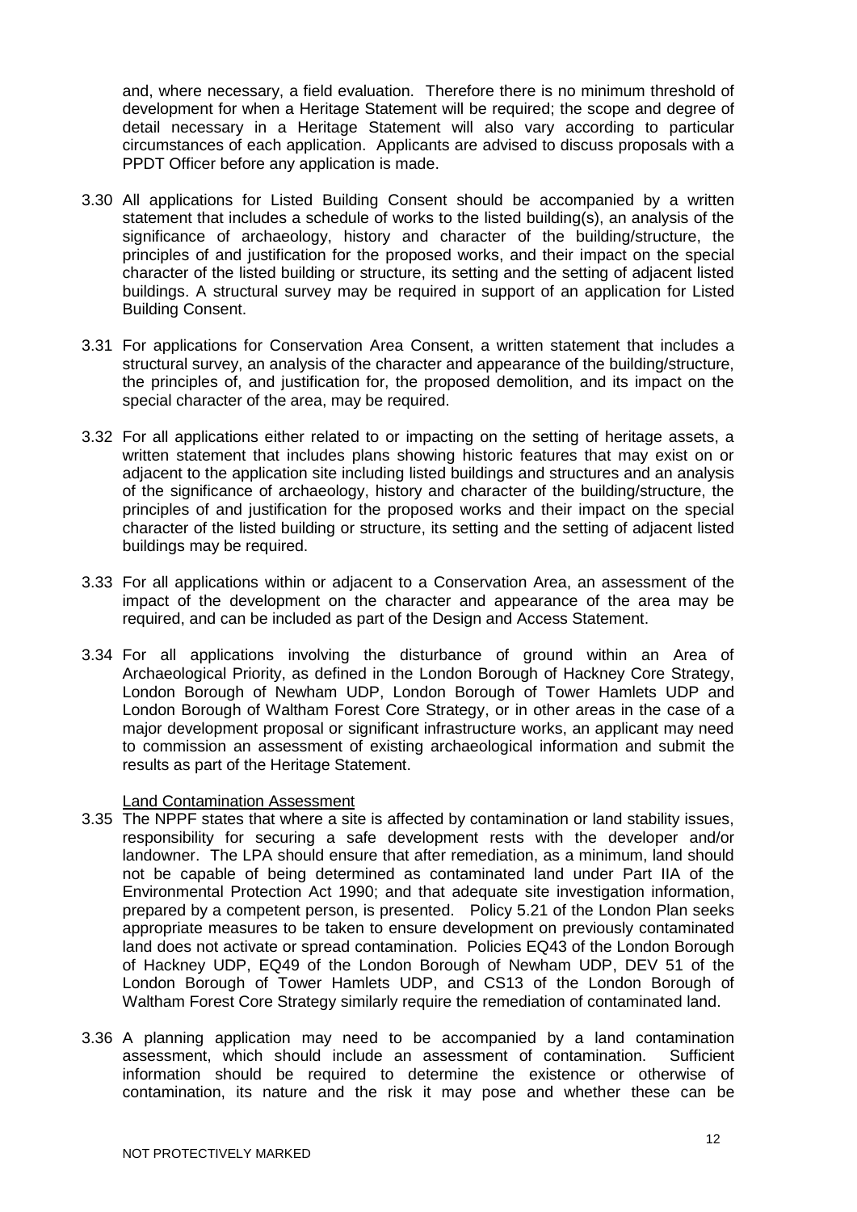and, where necessary, a field evaluation. Therefore there is no minimum threshold of development for when a Heritage Statement will be required; the scope and degree of detail necessary in a Heritage Statement will also vary according to particular circumstances of each application. Applicants are advised to discuss proposals with a PPDT Officer before any application is made.

3.30 All applications for Listed Building Consent should be accompanied by a written statement that includes a schedule of works to the listed building(s), an analysis of the significance of archaeology, history and character of the building/structure, the principles of and justification for the proposed works, and their impact on the special character of the listed building or structure, its setting and the setting of adjacent listed buildings. A structural survey may be required in support of an application for Listed Building Consent.

3.31 For applications for Conservation Area Consent, a written statement that includes a structural survey, an analysis of the character and appearance of the building/structure, the principles of, and justification for, the proposed demolition, and its impact on the special character of the area, may be required.

3.32 For all applications either related to or impacting on the setting of heritage assets, a written statement that includes plans showing historic features that may exist on or adjacent to the application site including listed buildings and structures and an analysis of the significance of archaeology, history and character of the building/structure, the principles of and justification for the proposed works and their impact on the special character of the listed building or structure, its setting and the setting of adjacent listed buildings may be required.

3.33 For all applications within or adjacent to a Conservation Area, an assessment of the impact of the development on the character and appearance of the area may be required, and can be included as part of the Design and Access Statement.

3.34 For all applications involving the disturbance of ground within an Area of Archaeological Priority, as defined in the London Borough of Hackney Core Strategy, London Borough of Newham UDP, London Borough of Tower Hamlets UDP and London Borough of Waltham Forest Core Strategy, or in other areas in the case of a major development proposal or significant infrastructure works, an applicant may need to commission an assessment of existing archaeological information and submit the results as part of the Heritage Statement.

Land Contamination Assessment

3.35 The NPPF states that where a site is affected by contamination or land stability issues, responsibility for securing a safe development rests with the developer and/or landowner. The LPA should ensure that after remediation, as a minimum, land should not be capable of being determined as contaminated land under Part IIA of the Environmental Protection Act 1990; and that adequate site investigation information, prepared by a competent person, is presented. Policy 5.21 of the London Plan seeks appropriate measures to be taken to ensure development on previously contaminated land does not activate or spread contamination. Policies EQ43 of the London Borough of Hackney UDP, EQ49 of the London Borough of Newham UDP, DEV 51 of the London Borough of Tower Hamlets UDP, and CS13 of the London Borough of Waltham Forest Core Strategy similarly require the remediation of contaminated land.

3.36 A planning application may need to be accompanied by a land contamination assessment, which should include an assessment of contamination. Sufficient information should be required to determine the existence or otherwise of contamination, its nature and the risk it may pose and whether these can be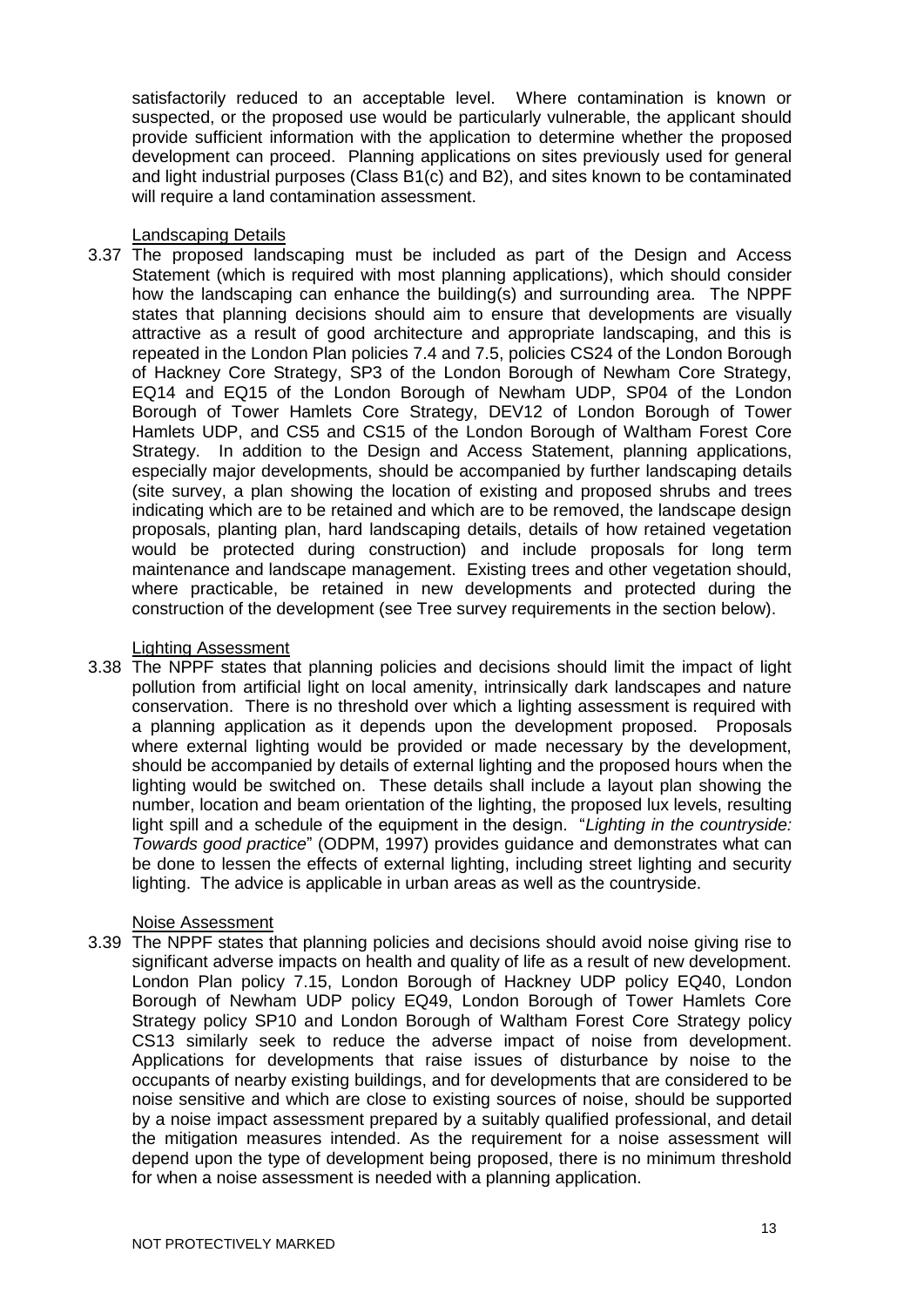satisfactorily reduced to an acceptable level. Where contamination is known or suspected, or the proposed use would be particularly vulnerable, the applicant should provide sufficient information with the application to determine whether the proposed development can proceed. Planning applications on sites previously used for general and light industrial purposes (Class B1(c) and B2), and sites known to be contaminated will require a land contamination assessment.

Landscaping Details

3.37 The proposed landscaping must be included as part of the Design and Access Statement (which is required with most planning applications), which should consider how the landscaping can enhance the building(s) and surrounding area. The NPPF states that planning decisions should aim to ensure that developments are visually attractive as a result of good architecture and appropriate landscaping, and this is repeated in the London Plan policies 7.4 and 7.5, policies CS24 of the London Borough of Hackney Core Strategy, SP3 of the London Borough of Newham Core Strategy, EQ14 and EQ15 of the London Borough of Newham UDP, SP04 of the London Borough of Tower Hamlets Core Strategy, DEV12 of London Borough of Tower Hamlets UDP, and CS5 and CS15 of the London Borough of Waltham Forest Core Strategy. In addition to the Design and Access Statement, planning applications, especially major developments, should be accompanied by further landscaping details (site survey, a plan showing the location of existing and proposed shrubs and trees indicating which are to be retained and which are to be removed, the landscape design proposals, planting plan, hard landscaping details, details of how retained vegetation would be protected during construction) and include proposals for long term maintenance and landscape management. Existing trees and other vegetation should, where practicable, be retained in new developments and protected during the construction of the development (see Tree survey requirements in the section below).

Lighting Assessment

3.38 The NPPF states that planning policies and decisions should limit the impact of light pollution from artificial light on local amenity, intrinsically dark landscapes and nature conservation. There is no threshold over which a lighting assessment is required with a planning application as it depends upon the development proposed. Proposals where external lighting would be provided or made necessary by the development, should be accompanied by details of external lighting and the proposed hours when the lighting would be switched on. These details shall include a layout plan showing the number, location and beam orientation of the lighting, the proposed lux levels, resulting light spill and a schedule of the equipment in the design. "*Lighting in the countryside: Towards good practice*" (ODPM, 1997) provides guidance and demonstrates what can be done to lessen the effects of external lighting, including street lighting and security lighting. The advice is applicable in urban areas as well as the countryside.

Noise Assessment

3.39 The NPPF states that planning policies and decisions should avoid noise giving rise to significant adverse impacts on health and quality of life as a result of new development. London Plan policy 7.15, London Borough of Hackney UDP policy EQ40, London Borough of Newham UDP policy EQ49, London Borough of Tower Hamlets Core Strategy policy SP10 and London Borough of Waltham Forest Core Strategy policy CS13 similarly seek to reduce the adverse impact of noise from development. Applications for developments that raise issues of disturbance by noise to the occupants of nearby existing buildings, and for developments that are considered to be noise sensitive and which are close to existing sources of noise, should be supported by a noise impact assessment prepared by a suitably qualified professional, and detail the mitigation measures intended. As the requirement for a noise assessment will depend upon the type of development being proposed, there is no minimum threshold for when a noise assessment is needed with a planning application.

NOT PROTECTIVELY MARKED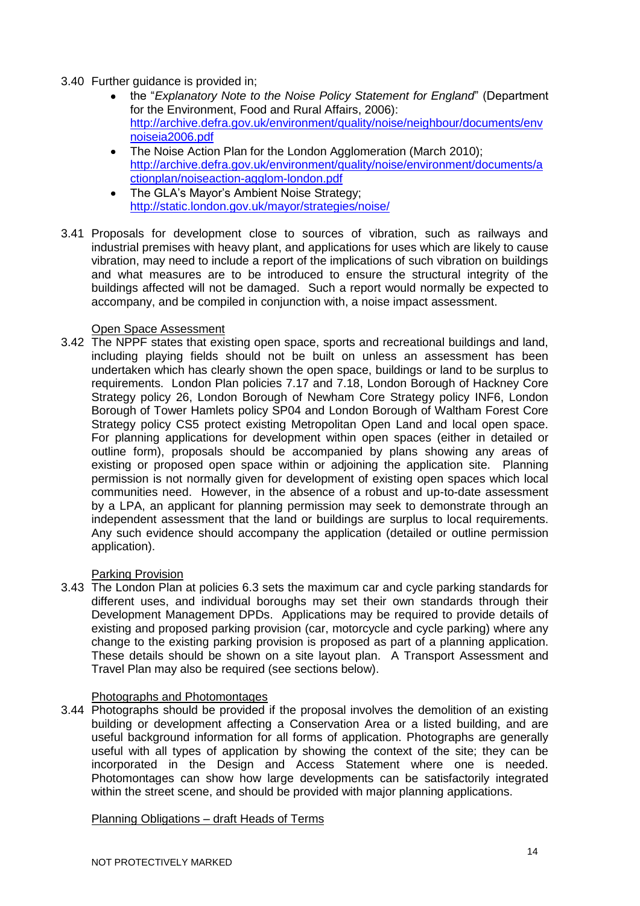3.40 Further guidance is provided in;

- the "*Explanatory Note to the Noise Policy Statement for England*" (Department for the Environment, Food and Rural Affairs, 2006): http://archive.defra.gov.uk/environment/quality/noise/neighbour/documents/envnoiseia2006.pdf
- The Noise Action Plan for the London Agglomeration (March 2010); http://archive.defra.gov.uk/environment/quality/noise/environment/documents/actionplan/noiseaction-agglom-london.pdf
- The GLA's Mayor's Ambient Noise Strategy; http://static.london.gov.uk/mayor/strategies/noise/

3.41 Proposals for development close to sources of vibration, such as railways and industrial premises with heavy plant, and applications for uses which are likely to cause vibration, may need to include a report of the implications of such vibration on buildings and what measures are to be introduced to ensure the structural integrity of the buildings affected will not be damaged. Such a report would normally be expected to accompany, and be compiled in conjunction with, a noise impact assessment.

Open Space Assessment

3.42 The NPPF states that existing open space, sports and recreational buildings and land, including playing fields should not be built on unless an assessment has been undertaken which has clearly shown the open space, buildings or land to be surplus to requirements. London Plan policies 7.17 and 7.18, London Borough of Hackney Core Strategy policy 26, London Borough of Newham Core Strategy policy INF6, London Borough of Tower Hamlets policy SP04 and London Borough of Waltham Forest Core Strategy policy CS5 protect existing Metropolitan Open Land and local open space. For planning applications for development within open spaces (either in detailed or outline form), proposals should be accompanied by plans showing any areas of existing or proposed open space within or adjoining the application site. Planning permission is not normally given for development of existing open spaces which local communities need. However, in the absence of a robust and up-to-date assessment by a LPA, an applicant for planning permission may seek to demonstrate through an independent assessment that the land or buildings are surplus to local requirements. Any such evidence should accompany the application (detailed or outline permission application).

Parking Provision

3.43 The London Plan at policies 6.3 sets the maximum car and cycle parking standards for different uses, and individual boroughs may set their own standards through their Development Management DPDs. Applications may be required to provide details of existing and proposed parking provision (car, motorcycle and cycle parking) where any change to the existing parking provision is proposed as part of a planning application. These details should be shown on a site layout plan. A Transport Assessment and Travel Plan may also be required (see sections below).

Photographs and Photomontages

3.44 Photographs should be provided if the proposal involves the demolition of an existing building or development affecting a Conservation Area or a listed building, and are useful background information for all forms of application. Photographs are generally useful with all types of application by showing the context of the site; they can be incorporated in the Design and Access Statement where one is needed. Photomontages can show how large developments can be satisfactorily integrated within the street scene, and should be provided with major planning applications.

Planning Obligations – draft Heads of Terms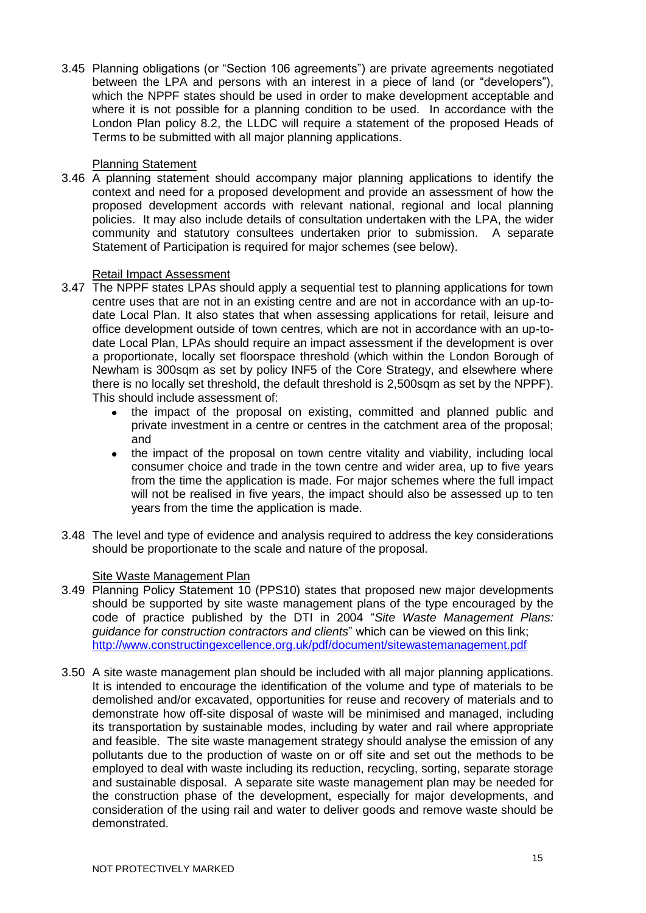3.45 Planning obligations (or "Section 106 agreements") are private agreements negotiated between the LPA and persons with an interest in a piece of land (or "developers"), which the NPPF states should be used in order to make development acceptable and where it is not possible for a planning condition to be used. In accordance with the London Plan policy 8.2, the LLDC will require a statement of the proposed Heads of Terms to be submitted with all major planning applications.

### Planning Statement

3.46 A planning statement should accompany major planning applications to identify the context and need for a proposed development and provide an assessment of how the proposed development accords with relevant national, regional and local planning policies. It may also include details of consultation undertaken with the LPA, the wider community and statutory consultees undertaken prior to submission. A separate Statement of Participation is required for major schemes (see below).

### Retail Impact Assessment

3.47 The NPPF states LPAs should apply a sequential test to planning applications for town centre uses that are not in an existing centre and are not in accordance with an up-to-date Local Plan. It also states that when assessing applications for retail, leisure and office development outside of town centres, which are not in accordance with an up-to-date Local Plan, LPAs should require an impact assessment if the development is over a proportionate, locally set floorspace threshold (which within the London Borough of Newham is 300sqm as set by policy INF5 of the Core Strategy, and elsewhere where there is no locally set threshold, the default threshold is 2,500sqm as set by the NPPF). This should include assessment of:

- the impact of the proposal on existing, committed and planned public and private investment in a centre or centres in the catchment area of the proposal; and
- the impact of the proposal on town centre vitality and viability, including local consumer choice and trade in the town centre and wider area, up to five years from the time the application is made. For major schemes where the full impact will not be realised in five years, the impact should also be assessed up to ten years from the time the application is made.

3.48 The level and type of evidence and analysis required to address the key considerations should be proportionate to the scale and nature of the proposal.

### Site Waste Management Plan

3.49 Planning Policy Statement 10 (PPS10) states that proposed new major developments should be supported by site waste management plans of the type encouraged by the code of practice published by the DTI in 2004 "*Site Waste Management Plans: guidance for construction contractors and clients*" which can be viewed on this link; http://www.constructingexcellence.org.uk/pdf/document/sitewastemanagement.pdf

3.50 A site waste management plan should be included with all major planning applications. It is intended to encourage the identification of the volume and type of materials to be demolished and/or excavated, opportunities for reuse and recovery of materials and to demonstrate how off-site disposal of waste will be minimised and managed, including its transportation by sustainable modes, including by water and rail where appropriate and feasible. The site waste management strategy should analyse the emission of any pollutants due to the production of waste on or off site and set out the methods to be employed to deal with waste including its reduction, recycling, sorting, separate storage and sustainable disposal. A separate site waste management plan may be needed for the construction phase of the development, especially for major developments, and consideration of the using rail and water to deliver goods and remove waste should be demonstrated.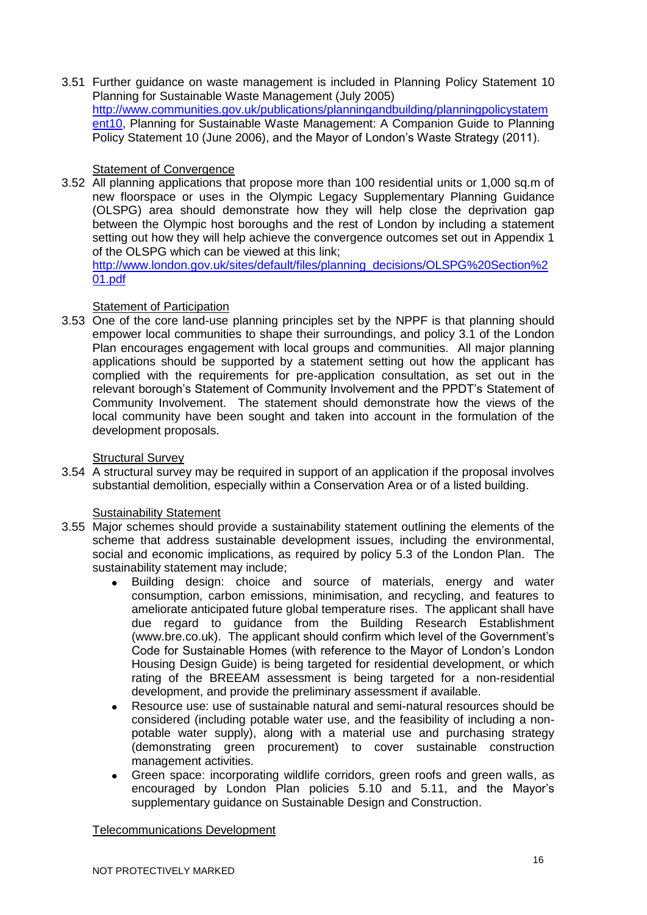3.51 Further guidance on waste management is included in Planning Policy Statement 10 Planning for Sustainable Waste Management (July 2005) http://www.communities.gov.uk/publications/planningandbuilding/planningpolicystatement10, Planning for Sustainable Waste Management: A Companion Guide to Planning Policy Statement 10 (June 2006), and the Mayor of London's Waste Strategy (2011).

Statement of Convergence

3.52 All planning applications that propose more than 100 residential units or 1,000 sq.m of new floorspace or uses in the Olympic Legacy Supplementary Planning Guidance (OLSPG) area should demonstrate how they will help close the deprivation gap between the Olympic host boroughs and the rest of London by including a statement setting out how they will help achieve the convergence outcomes set out in Appendix 1 of the OLSPG which can be viewed at this link; http://www.london.gov.uk/sites/default/files/planning_decisions/OLSPG%20Section%201.pdf

Statement of Participation

3.53 One of the core land-use planning principles set by the NPPF is that planning should empower local communities to shape their surroundings, and policy 3.1 of the London Plan encourages engagement with local groups and communities. All major planning applications should be supported by a statement setting out how the applicant has complied with the requirements for pre-application consultation, as set out in the relevant borough's Statement of Community Involvement and the PPDT's Statement of Community Involvement. The statement should demonstrate how the views of the local community have been sought and taken into account in the formulation of the development proposals.

Structural Survey

3.54 A structural survey may be required in support of an application if the proposal involves substantial demolition, especially within a Conservation Area or of a listed building.

Sustainability Statement

3.55 Major schemes should provide a sustainability statement outlining the elements of the scheme that address sustainable development issues, including the environmental, social and economic implications, as required by policy 5.3 of the London Plan. The sustainability statement may include;

- Building design: choice and source of materials, energy and water consumption, carbon emissions, minimisation, and recycling, and features to ameliorate anticipated future global temperature rises. The applicant shall have due regard to guidance from the Building Research Establishment (www.bre.co.uk). The applicant should confirm which level of the Government's Code for Sustainable Homes (with reference to the Mayor of London's London Housing Design Guide) is being targeted for residential development, or which rating of the BREEAM assessment is being targeted for a non-residential development, and provide the preliminary assessment if available.
- Resource use: use of sustainable natural and semi-natural resources should be considered (including potable water use, and the feasibility of including a non-potable water supply), along with a material use and purchasing strategy (demonstrating green procurement) to cover sustainable construction management activities.
- Green space: incorporating wildlife corridors, green roofs and green walls, as encouraged by London Plan policies 5.10 and 5.11, and the Mayor's supplementary guidance on Sustainable Design and Construction.

Telecommunications Development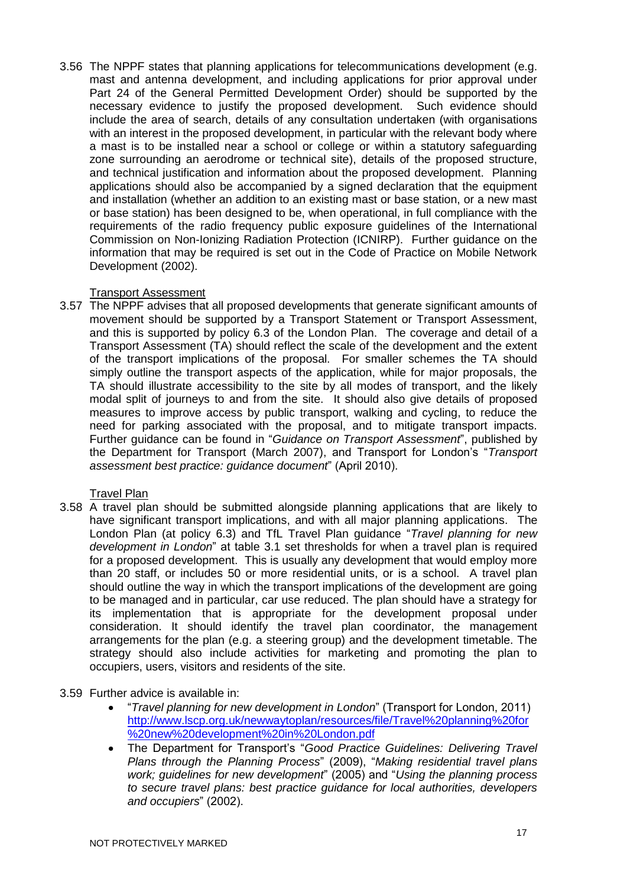3.56 The NPPF states that planning applications for telecommunications development (e.g. mast and antenna development, and including applications for prior approval under Part 24 of the General Permitted Development Order) should be supported by the necessary evidence to justify the proposed development. Such evidence should include the area of search, details of any consultation undertaken (with organisations with an interest in the proposed development, in particular with the relevant body where a mast is to be installed near a school or college or within a statutory safeguarding zone surrounding an aerodrome or technical site), details of the proposed structure, and technical justification and information about the proposed development. Planning applications should also be accompanied by a signed declaration that the equipment and installation (whether an addition to an existing mast or base station, or a new mast or base station) has been designed to be, when operational, in full compliance with the requirements of the radio frequency public exposure guidelines of the International Commission on Non-Ionizing Radiation Protection (ICNIRP). Further guidance on the information that may be required is set out in the Code of Practice on Mobile Network Development (2002).

Transport Assessment

3.57 The NPPF advises that all proposed developments that generate significant amounts of movement should be supported by a Transport Statement or Transport Assessment, and this is supported by policy 6.3 of the London Plan. The coverage and detail of a Transport Assessment (TA) should reflect the scale of the development and the extent of the transport implications of the proposal. For smaller schemes the TA should simply outline the transport aspects of the application, while for major proposals, the TA should illustrate accessibility to the site by all modes of transport, and the likely modal split of journeys to and from the site. It should also give details of proposed measures to improve access by public transport, walking and cycling, to reduce the need for parking associated with the proposal, and to mitigate transport impacts. Further guidance can be found in "*Guidance on Transport Assessment*", published by the Department for Transport (March 2007), and Transport for London's "*Transport assessment best practice: guidance document*" (April 2010).

Travel Plan

3.58 A travel plan should be submitted alongside planning applications that are likely to have significant transport implications, and with all major planning applications. The London Plan (at policy 6.3) and TfL Travel Plan guidance "*Travel planning for new development in London*" at table 3.1 set thresholds for when a travel plan is required for a proposed development. This is usually any development that would employ more than 20 staff, or includes 50 or more residential units, or is a school. A travel plan should outline the way in which the transport implications of the development are going to be managed and in particular, car use reduced. The plan should have a strategy for its implementation that is appropriate for the development proposal under consideration. It should identify the travel plan coordinator, the management arrangements for the plan (e.g. a steering group) and the development timetable. The strategy should also include activities for marketing and promoting the plan to occupiers, users, visitors and residents of the site.

3.59 Further advice is available in:

- "*Travel planning for new development in London*" (Transport for London, 2011) http://www.lscp.org.uk/newwaytoplan/resources/file/Travel%20planning%20for%20new%20development%20in%20London.pdf
- The Department for Transport's "*Good Practice Guidelines: Delivering Travel Plans through the Planning Process*" (2009), "*Making residential travel plans work; guidelines for new development*" (2005) and "*Using the planning process to secure travel plans: best practice guidance for local authorities, developers and occupiers*" (2002).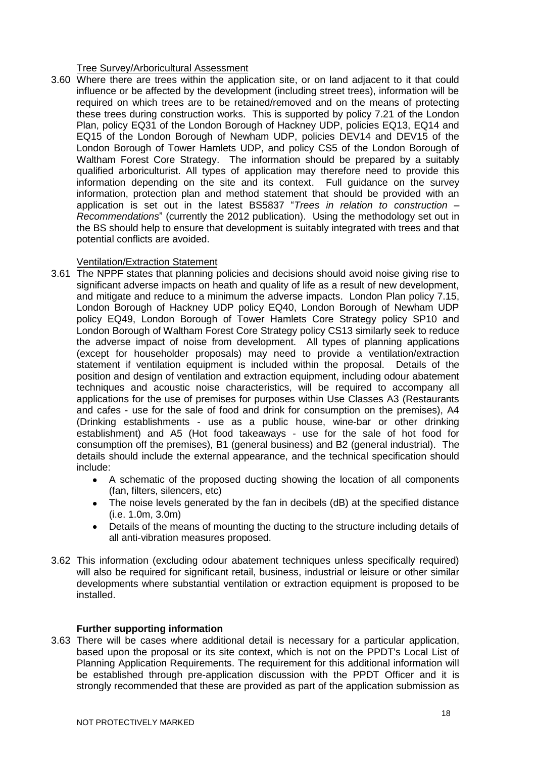Tree Survey/Arboricultural Assessment

3.60 Where there are trees within the application site, or on land adjacent to it that could influence or be affected by the development (including street trees), information will be required on which trees are to be retained/removed and on the means of protecting these trees during construction works. This is supported by policy 7.21 of the London Plan, policy EQ31 of the London Borough of Hackney UDP, policies EQ13, EQ14 and EQ15 of the London Borough of Newham UDP, policies DEV14 and DEV15 of the London Borough of Tower Hamlets UDP, and policy CS5 of the London Borough of Waltham Forest Core Strategy. The information should be prepared by a suitably qualified arboriculturist. All types of application may therefore need to provide this information depending on the site and its context. Full guidance on the survey information, protection plan and method statement that should be provided with an application is set out in the latest BS5837 "*Trees in relation to construction – Recommendations*" (currently the 2012 publication). Using the methodology set out in the BS should help to ensure that development is suitably integrated with trees and that potential conflicts are avoided.

Ventilation/Extraction Statement

3.61 The NPPF states that planning policies and decisions should avoid noise giving rise to significant adverse impacts on heath and quality of life as a result of new development, and mitigate and reduce to a minimum the adverse impacts. London Plan policy 7.15, London Borough of Hackney UDP policy EQ40, London Borough of Newham UDP policy EQ49, London Borough of Tower Hamlets Core Strategy policy SP10 and London Borough of Waltham Forest Core Strategy policy CS13 similarly seek to reduce the adverse impact of noise from development. All types of planning applications (except for householder proposals) may need to provide a ventilation/extraction statement if ventilation equipment is included within the proposal. Details of the position and design of ventilation and extraction equipment, including odour abatement techniques and acoustic noise characteristics, will be required to accompany all applications for the use of premises for purposes within Use Classes A3 (Restaurants and cafes - use for the sale of food and drink for consumption on the premises), A4 (Drinking establishments - use as a public house, wine-bar or other drinking establishment) and A5 (Hot food takeaways - use for the sale of hot food for consumption off the premises), B1 (general business) and B2 (general industrial). The details should include the external appearance, and the technical specification should include:

- A schematic of the proposed ducting showing the location of all components (fan, filters, silencers, etc)
- The noise levels generated by the fan in decibels (dB) at the specified distance (i.e. 1.0m, 3.0m)
- Details of the means of mounting the ducting to the structure including details of all anti-vibration measures proposed.

3.62 This information (excluding odour abatement techniques unless specifically required) will also be required for significant retail, business, industrial or leisure or other similar developments where substantial ventilation or extraction equipment is proposed to be installed.

**Further supporting information**

3.63 There will be cases where additional detail is necessary for a particular application, based upon the proposal or its site context, which is not on the PPDT's Local List of Planning Application Requirements. The requirement for this additional information will be established through pre-application discussion with the PPDT Officer and it is strongly recommended that these are provided as part of the application submission as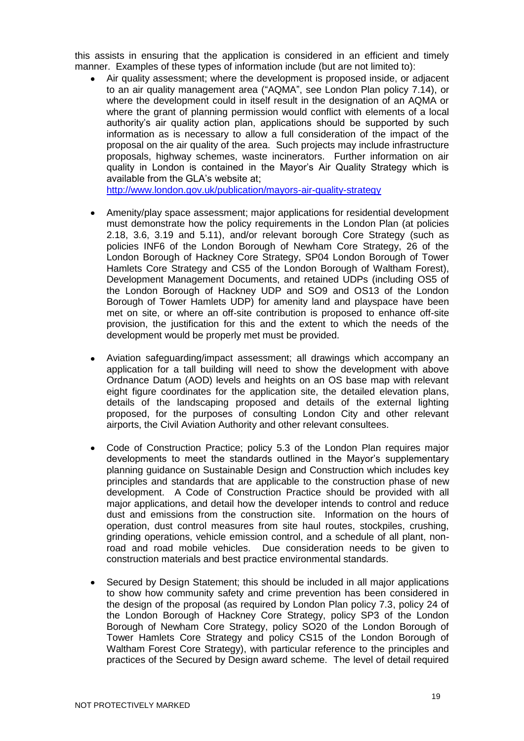this assists in ensuring that the application is considered in an efficient and timely manner. Examples of these types of information include (but are not limited to):

- Air quality assessment; where the development is proposed inside, or adjacent to an air quality management area ("AQMA", see London Plan policy 7.14), or where the development could in itself result in the designation of an AQMA or where the grant of planning permission would conflict with elements of a local authority's air quality action plan, applications should be supported by such information as is necessary to allow a full consideration of the impact of the proposal on the air quality of the area. Such projects may include infrastructure proposals, highway schemes, waste incinerators. Further information on air quality in London is contained in the Mayor's Air Quality Strategy which is available from the GLA's website at; [http://www.london.gov.uk/publication/mayors-air-quality-strategy](http://www.london.gov.uk/publication/mayors-air-quality-strategy)

- Amenity/play space assessment; major applications for residential development must demonstrate how the policy requirements in the London Plan (at policies 2.18, 3.6, 3.19 and 5.11), and/or relevant borough Core Strategy (such as policies INF6 of the London Borough of Newham Core Strategy, 26 of the London Borough of Hackney Core Strategy, SP04 London Borough of Tower Hamlets Core Strategy and CS5 of the London Borough of Waltham Forest), Development Management Documents, and retained UDPs (including OS5 of the London Borough of Hackney UDP and SO9 and OS13 of the London Borough of Tower Hamlets UDP) for amenity land and playspace have been met on site, or where an off-site contribution is proposed to enhance off-site provision, the justification for this and the extent to which the needs of the development would be properly met must be provided.

- Aviation safeguarding/impact assessment; all drawings which accompany an application for a tall building will need to show the development with above Ordnance Datum (AOD) levels and heights on an OS base map with relevant eight figure coordinates for the application site, the detailed elevation plans, details of the landscaping proposed and details of the external lighting proposed, for the purposes of consulting London City and other relevant airports, the Civil Aviation Authority and other relevant consultees.

- Code of Construction Practice; policy 5.3 of the London Plan requires major developments to meet the standards outlined in the Mayor's supplementary planning guidance on Sustainable Design and Construction which includes key principles and standards that are applicable to the construction phase of new development. A Code of Construction Practice should be provided with all major applications, and detail how the developer intends to control and reduce dust and emissions from the construction site. Information on the hours of operation, dust control measures from site haul routes, stockpiles, crushing, grinding operations, vehicle emission control, and a schedule of all plant, non-road and road mobile vehicles. Due consideration needs to be given to construction materials and best practice environmental standards.

- Secured by Design Statement; this should be included in all major applications to show how community safety and crime prevention has been considered in the design of the proposal (as required by London Plan policy 7.3, policy 24 of the London Borough of Hackney Core Strategy, policy SP3 of the London Borough of Newham Core Strategy, policy SO20 of the London Borough of Tower Hamlets Core Strategy and policy CS15 of the London Borough of Waltham Forest Core Strategy), with particular reference to the principles and practices of the Secured by Design award scheme. The level of detail required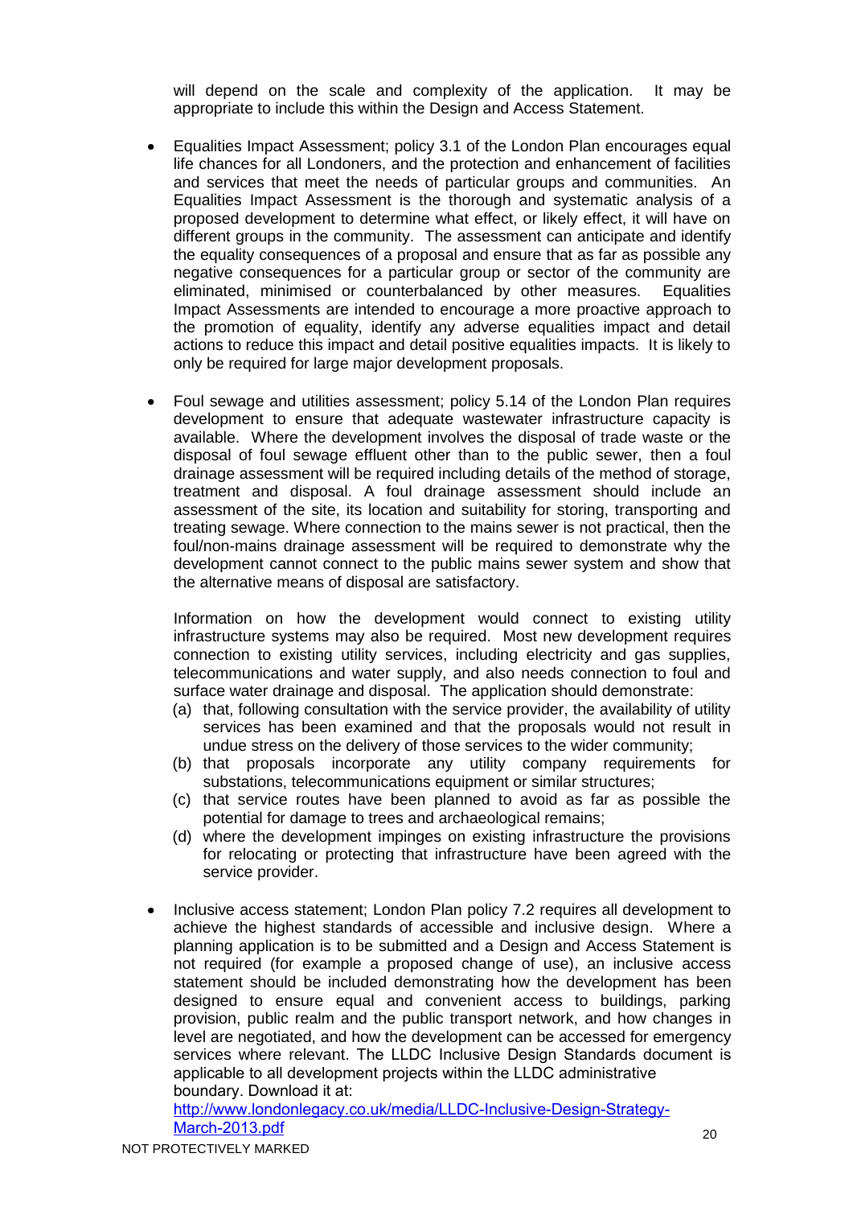will depend on the scale and complexity of the application. It may be appropriate to include this within the Design and Access Statement.

- Equalities Impact Assessment; policy 3.1 of the London Plan encourages equal life chances for all Londoners, and the protection and enhancement of facilities and services that meet the needs of particular groups and communities. An Equalities Impact Assessment is the thorough and systematic analysis of a proposed development to determine what effect, or likely effect, it will have on different groups in the community. The assessment can anticipate and identify the equality consequences of a proposal and ensure that as far as possible any negative consequences for a particular group or sector of the community are eliminated, minimised or counterbalanced by other measures. Equalities Impact Assessments are intended to encourage a more proactive approach to the promotion of equality, identify any adverse equalities impact and detail actions to reduce this impact and detail positive equalities impacts. It is likely to only be required for large major development proposals.

- Foul sewage and utilities assessment; policy 5.14 of the London Plan requires development to ensure that adequate wastewater infrastructure capacity is available. Where the development involves the disposal of trade waste or the disposal of foul sewage effluent other than to the public sewer, then a foul drainage assessment will be required including details of the method of storage, treatment and disposal. A foul drainage assessment should include an assessment of the site, its location and suitability for storing, transporting and treating sewage. Where connection to the mains sewer is not practical, then the foul/non-mains drainage assessment will be required to demonstrate why the development cannot connect to the public mains sewer system and show that the alternative means of disposal are satisfactory.

  Information on how the development would connect to existing utility infrastructure systems may also be required. Most new development requires connection to existing utility services, including electricity and gas supplies, telecommunications and water supply, and also needs connection to foul and surface water drainage and disposal. The application should demonstrate:

  (a) that, following consultation with the service provider, the availability of utility services has been examined and that the proposals would not result in undue stress on the delivery of those services to the wider community;
  (b) that proposals incorporate any utility company requirements for substations, telecommunications equipment or similar structures;
  (c) that service routes have been planned to avoid as far as possible the potential for damage to trees and archaeological remains;
  (d) where the development impinges on existing infrastructure the provisions for relocating or protecting that infrastructure have been agreed with the service provider.

- Inclusive access statement; London Plan policy 7.2 requires all development to achieve the highest standards of accessible and inclusive design. Where a planning application is to be submitted and a Design and Access Statement is not required (for example a proposed change of use), an inclusive access statement should be included demonstrating how the development has been designed to ensure equal and convenient access to buildings, parking provision, public realm and the public transport network, and how changes in level are negotiated, and how the development can be accessed for emergency services where relevant. The LLDC Inclusive Design Standards document is applicable to all development projects within the LLDC administrative boundary. Download it at: [http://www.londonlegacy.co.uk/media/LLDC-Inclusive-Design-Strategy-March-2013.pdf](http://www.londonlegacy.co.uk/media/LLDC-Inclusive-Design-Strategy-March-2013.pdf)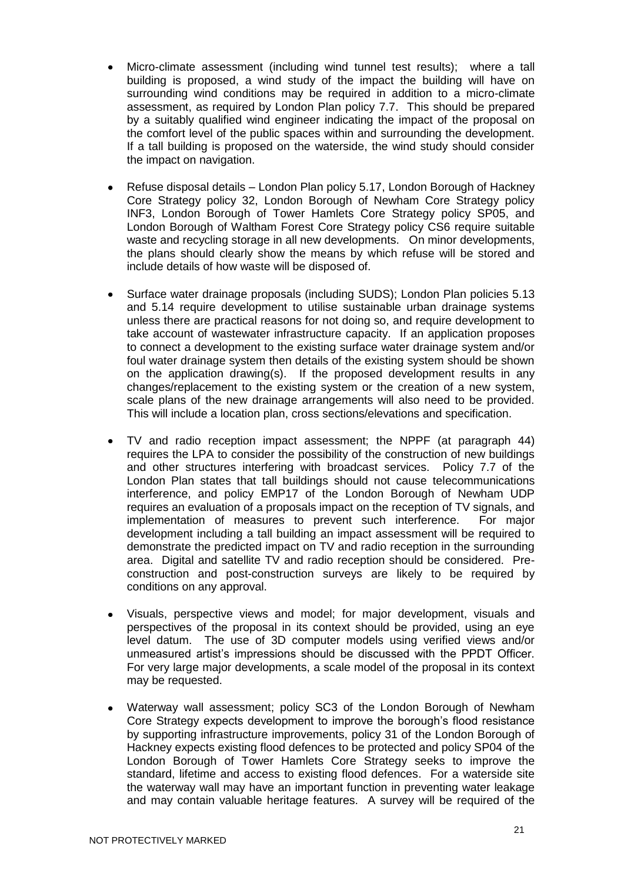- Micro-climate assessment (including wind tunnel test results); where a tall building is proposed, a wind study of the impact the building will have on surrounding wind conditions may be required in addition to a micro-climate assessment, as required by London Plan policy 7.7. This should be prepared by a suitably qualified wind engineer indicating the impact of the proposal on the comfort level of the public spaces within and surrounding the development. If a tall building is proposed on the waterside, the wind study should consider the impact on navigation.

- Refuse disposal details – London Plan policy 5.17, London Borough of Hackney Core Strategy policy 32, London Borough of Newham Core Strategy policy INF3, London Borough of Tower Hamlets Core Strategy policy SP05, and London Borough of Waltham Forest Core Strategy policy CS6 require suitable waste and recycling storage in all new developments. On minor developments, the plans should clearly show the means by which refuse will be stored and include details of how waste will be disposed of.

- Surface water drainage proposals (including SUDS); London Plan policies 5.13 and 5.14 require development to utilise sustainable urban drainage systems unless there are practical reasons for not doing so, and require development to take account of wastewater infrastructure capacity. If an application proposes to connect a development to the existing surface water drainage system and/or foul water drainage system then details of the existing system should be shown on the application drawing(s). If the proposed development results in any changes/replacement to the existing system or the creation of a new system, scale plans of the new drainage arrangements will also need to be provided. This will include a location plan, cross sections/elevations and specification.

- TV and radio reception impact assessment; the NPPF (at paragraph 44) requires the LPA to consider the possibility of the construction of new buildings and other structures interfering with broadcast services. Policy 7.7 of the London Plan states that tall buildings should not cause telecommunications interference, and policy EMP17 of the London Borough of Newham UDP requires an evaluation of a proposals impact on the reception of TV signals, and implementation of measures to prevent such interference. For major development including a tall building an impact assessment will be required to demonstrate the predicted impact on TV and radio reception in the surrounding area. Digital and satellite TV and radio reception should be considered. Pre-construction and post-construction surveys are likely to be required by conditions on any approval.

- Visuals, perspective views and model; for major development, visuals and perspectives of the proposal in its context should be provided, using an eye level datum. The use of 3D computer models using verified views and/or unmeasured artist's impressions should be discussed with the PPDT Officer. For very large major developments, a scale model of the proposal in its context may be requested.

- Waterway wall assessment; policy SC3 of the London Borough of Newham Core Strategy expects development to improve the borough's flood resistance by supporting infrastructure improvements, policy 31 of the London Borough of Hackney expects existing flood defences to be protected and policy SP04 of the London Borough of Tower Hamlets Core Strategy seeks to improve the standard, lifetime and access to existing flood defences. For a waterside site the waterway wall may have an important function in preventing water leakage and may contain valuable heritage features. A survey will be required of the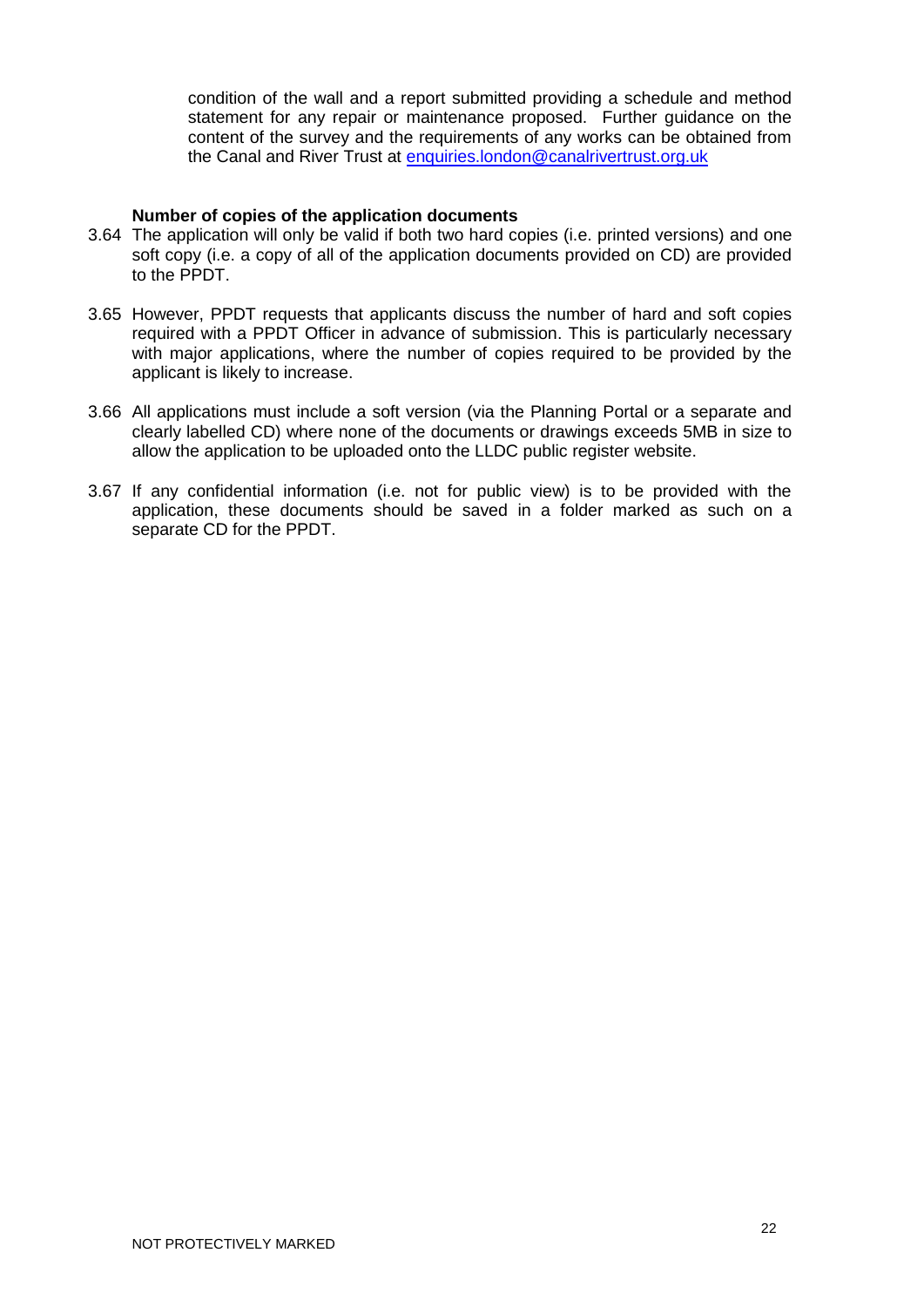condition of the wall and a report submitted providing a schedule and method statement for any repair or maintenance proposed. Further guidance on the content of the survey and the requirements of any works can be obtained from the Canal and River Trust at enquiries.london@canalrivertrust.org.uk

**Number of copies of the application documents**

3.64 The application will only be valid if both two hard copies (i.e. printed versions) and one soft copy (i.e. a copy of all of the application documents provided on CD) are provided to the PPDT.

3.65 However, PPDT requests that applicants discuss the number of hard and soft copies required with a PPDT Officer in advance of submission. This is particularly necessary with major applications, where the number of copies required to be provided by the applicant is likely to increase.

3.66 All applications must include a soft version (via the Planning Portal or a separate and clearly labelled CD) where none of the documents or drawings exceeds 5MB in size to allow the application to be uploaded onto the LLDC public register website.

3.67 If any confidential information (i.e. not for public view) is to be provided with the application, these documents should be saved in a folder marked as such on a separate CD for the PPDT.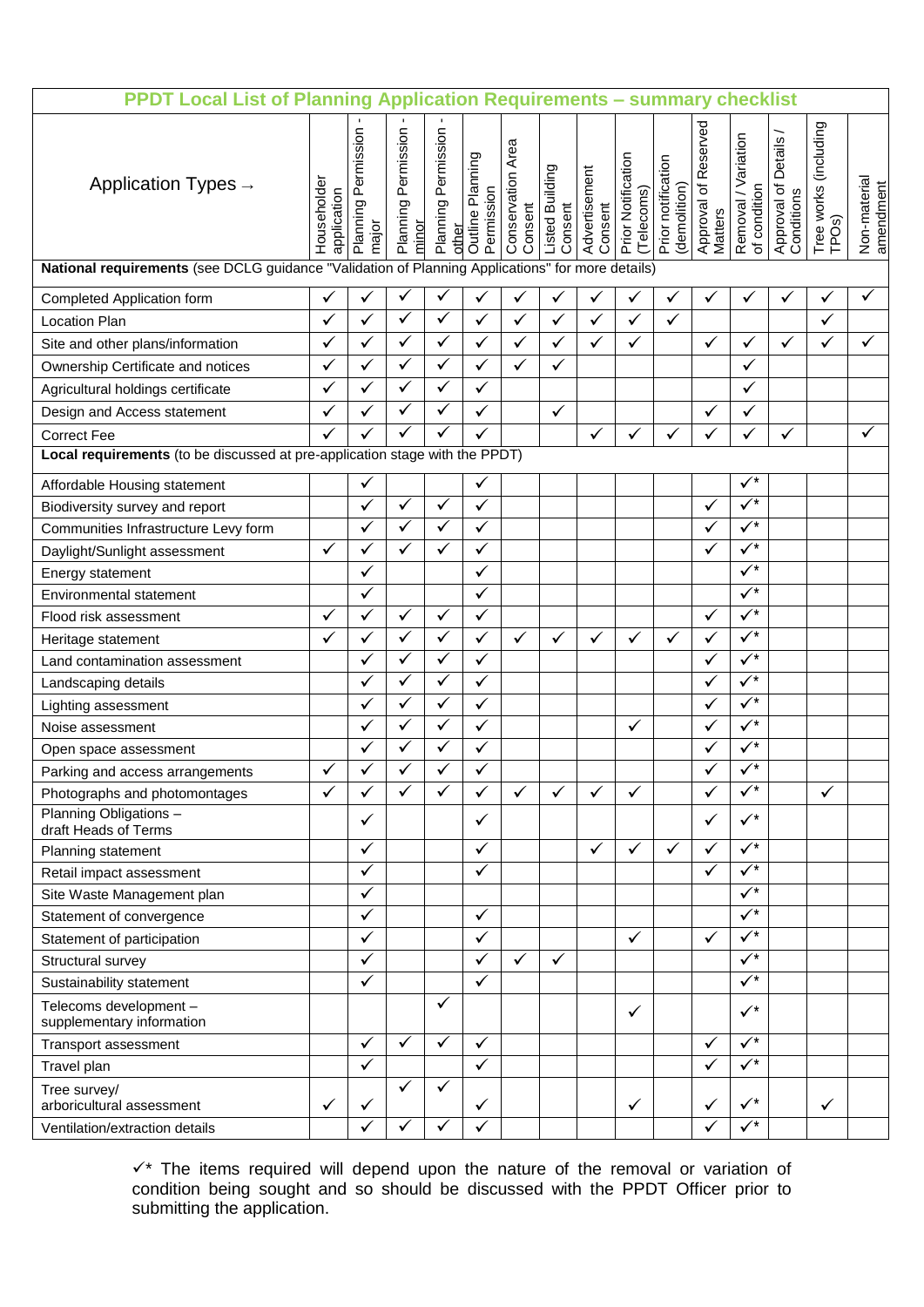## PPDT Local List of Planning Application Requirements – summary checklist

| Application Types → | Householder application | Planning Permission - major | Planning Permission - minor | Planning Permission - other | Outline Planning Permission | Conservation Area Consent | Listed Building Consent | Advertisement Consent | Prior Notification (Telecoms) | Prior notification (demolition) | Approval of Reserved Matters | Removal / Variation of condition | Approval of Details / Conditions | Tree works (including TPOs) | Non-material amendment |
|---|---|---|---|---|---|---|---|---|---|---|---|---|---|---|---|
| **National requirements** (see DCLG guidance "Validation of Planning Applications" for more details) | | | | | | | | | | | | | | | |
| Completed Application form | ✓ | ✓ | ✓ | ✓ | ✓ | ✓ | ✓ | ✓ | ✓ | ✓ | ✓ | ✓ | ✓ | ✓ | ✓ |
| Location Plan | ✓ | ✓ | ✓ | ✓ | ✓ | ✓ | ✓ | ✓ | ✓ | ✓ | | | | ✓ | |
| Site and other plans/information | ✓ | ✓ | ✓ | ✓ | ✓ | ✓ | ✓ | ✓ | ✓ | | ✓ | ✓ | ✓ | ✓ | ✓ |
| Ownership Certificate and notices | ✓ | ✓ | ✓ | ✓ | ✓ | ✓ | ✓ | | | | | ✓ | | | |
| Agricultural holdings certificate | ✓ | ✓ | ✓ | ✓ | ✓ | | | | | | | ✓ | | | |
| Design and Access statement | ✓ | ✓ | ✓ | ✓ | ✓ | | ✓ | | | | ✓ | ✓ | | | |
| Correct Fee | ✓ | ✓ | ✓ | ✓ | ✓ | | | ✓ | ✓ | ✓ | ✓ | ✓ | ✓ | | ✓ |
| **Local requirements** (to be discussed at pre-application stage with the PPDT) | | | | | | | | | | | | | | | |
| Affordable Housing statement | | ✓ | | | ✓ | | | | | | | ✓* | | | |
| Biodiversity survey and report | | ✓ | ✓ | ✓ | ✓ | | | | | | ✓ | ✓* | | | |
| Communities Infrastructure Levy form | | ✓ | ✓ | ✓ | ✓ | | | | | | ✓ | ✓* | | | |
| Daylight/Sunlight assessment | ✓ | ✓ | ✓ | ✓ | ✓ | | | | | | ✓ | ✓* | | | |
| Energy statement | | ✓ | | | ✓ | | | | | | | ✓* | | | |
| Environmental statement | | ✓ | | | ✓ | | | | | | | ✓* | | | |
| Flood risk assessment | ✓ | ✓ | ✓ | ✓ | ✓ | | | | | | ✓ | ✓* | | | |
| Heritage statement | ✓ | ✓ | ✓ | ✓ | ✓ | ✓ | ✓ | ✓ | ✓ | ✓ | ✓ | ✓* | | | |
| Land contamination assessment | | ✓ | ✓ | ✓ | ✓ | | | | | | ✓ | ✓* | | | |
| Landscaping details | | ✓ | ✓ | ✓ | ✓ | | | | | | ✓ | ✓* | | | |
| Lighting assessment | | ✓ | ✓ | ✓ | ✓ | | | | | | ✓ | ✓* | | | |
| Noise assessment | | ✓ | ✓ | ✓ | ✓ | | | | ✓ | | ✓ | ✓* | | | |
| Open space assessment | | ✓ | ✓ | ✓ | ✓ | | | | | | ✓ | ✓* | | | |
| Parking and access arrangements | ✓ | ✓ | ✓ | ✓ | ✓ | | | | | | ✓ | ✓* | | | |
| Photographs and photomontages | ✓ | ✓ | ✓ | ✓ | ✓ | ✓ | ✓ | ✓ | ✓ | | ✓ | ✓* | | ✓ | |
| Planning Obligations – draft Heads of Terms | | ✓ | | | ✓ | | | | | | ✓ | ✓* | | | |
| Planning statement | | ✓ | | | ✓ | | | ✓ | ✓ | ✓ | ✓ | ✓* | | | |
| Retail impact assessment | | ✓ | | | ✓ | | | | | | ✓ | ✓* | | | |
| Site Waste Management plan | | ✓ | | | | | | | | | | ✓* | | | |
| Statement of convergence | | ✓ | | | ✓ | | | | | | | ✓* | | | |
| Statement of participation | | ✓ | | | ✓ | | | | ✓ | | ✓ | ✓* | | | |
| Structural survey | | ✓ | | | ✓ | ✓ | ✓ | | | | | ✓* | | | |
| Sustainability statement | | ✓ | | | ✓ | | | | | | | ✓* | | | |
| Telecoms development – supplementary information | | | | ✓ | | | | | ✓ | | | ✓* | | | |
| Transport assessment | | ✓ | ✓ | ✓ | ✓ | | | | | | ✓ | ✓* | | | |
| Travel plan | | ✓ | | | ✓ | | | | | | ✓ | ✓* | | | |
| Tree survey/ arboricultural assessment | ✓ | ✓ | ✓ | ✓ | ✓ | | | | ✓ | | ✓ | ✓* | | ✓ | |
| Ventilation/extraction details | | ✓ | ✓ | ✓ | ✓ | | | | | | ✓ | ✓* | | | |

✓* The items required will depend upon the nature of the removal or variation of condition being sought and so should be discussed with the PPDT Officer prior to submitting the application.